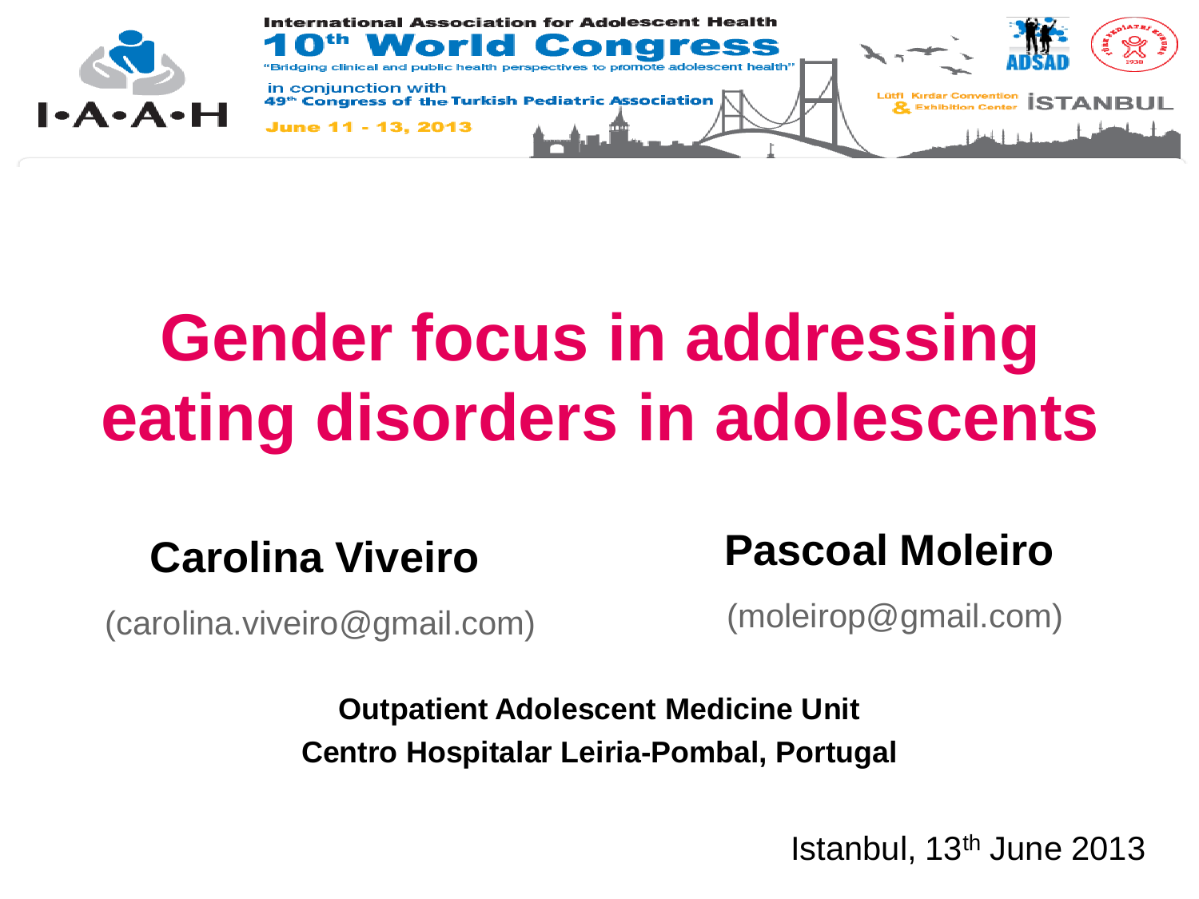International Association for Adolescent Health

**10th World Congress**

"Bridging clinical and public health perspectives to promote adolescent health"

in conjunction with

49th Congress of the Turkish Pediatric Association

June 11 - 13, 2013

Lütfi Kırdar Convention & Exhibition Center

İSTANBUL

I•A•A•H

ADSAD

# Gender focus in addressing eating disorders in adolescents

**Carolina Viveiro**

(carolina.viveiro@gmail.com)

**Pascoal Moleiro**

(moleirop@gmail.com)

**Outpatient Adolescent Medicine Unit**

**Centro Hospitalar Leiria-Pombal, Portugal**

Istanbul, 13th June 2013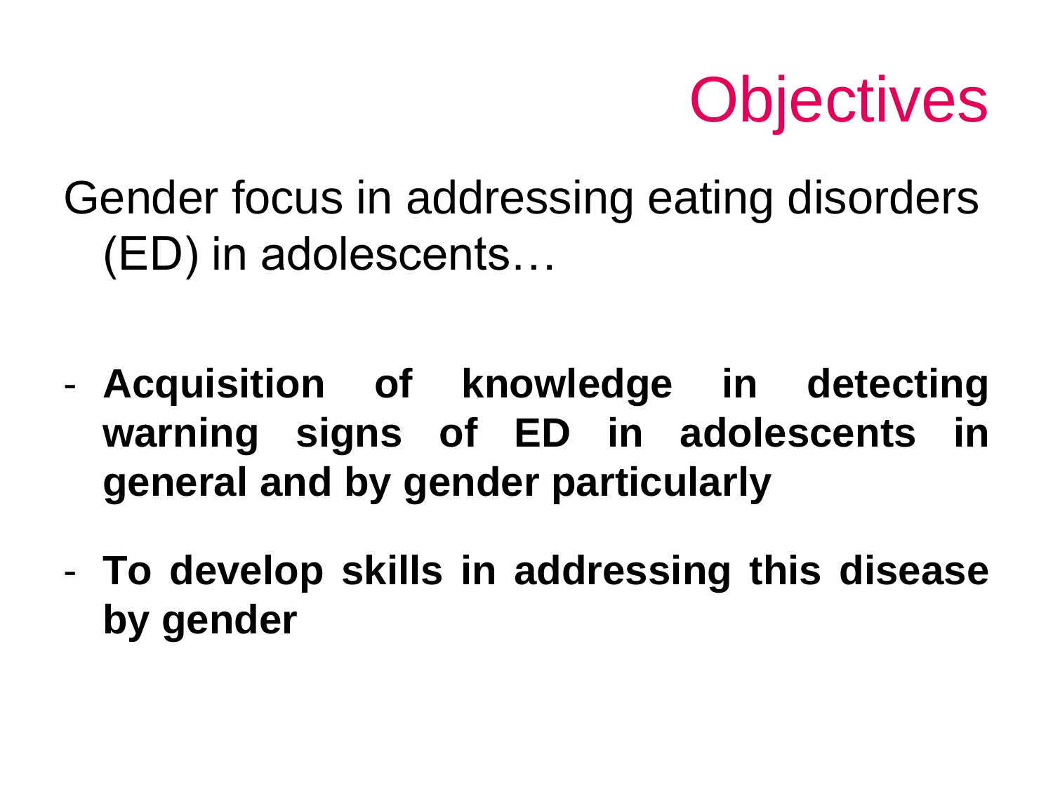# Objectives

Gender focus in addressing eating disorders (ED) in adolescents…

- **Acquisition of knowledge in detecting warning signs of ED in adolescents in general and by gender particularly**
- **To develop skills in addressing this disease by gender**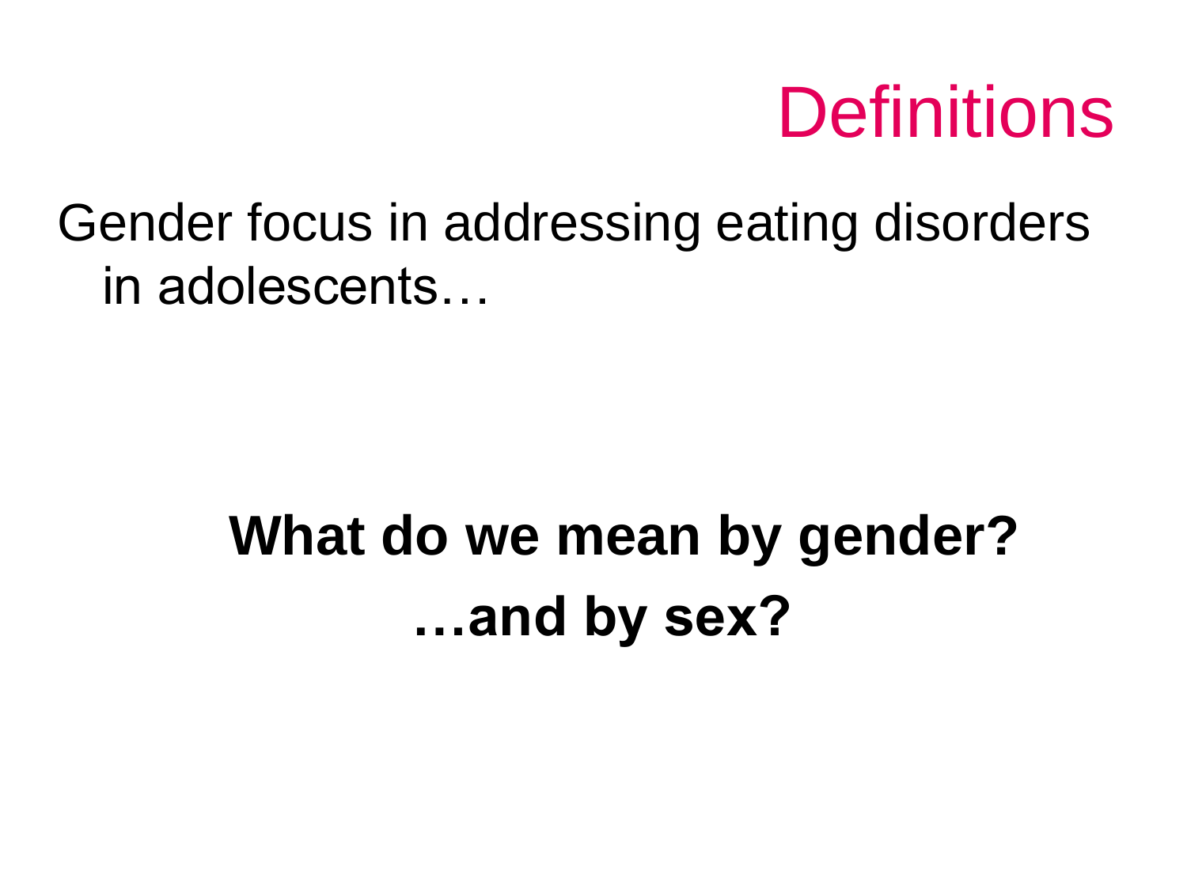# Definitions

Gender focus in addressing eating disorders in adolescents…

**What do we mean by gender?**

**…and by sex?**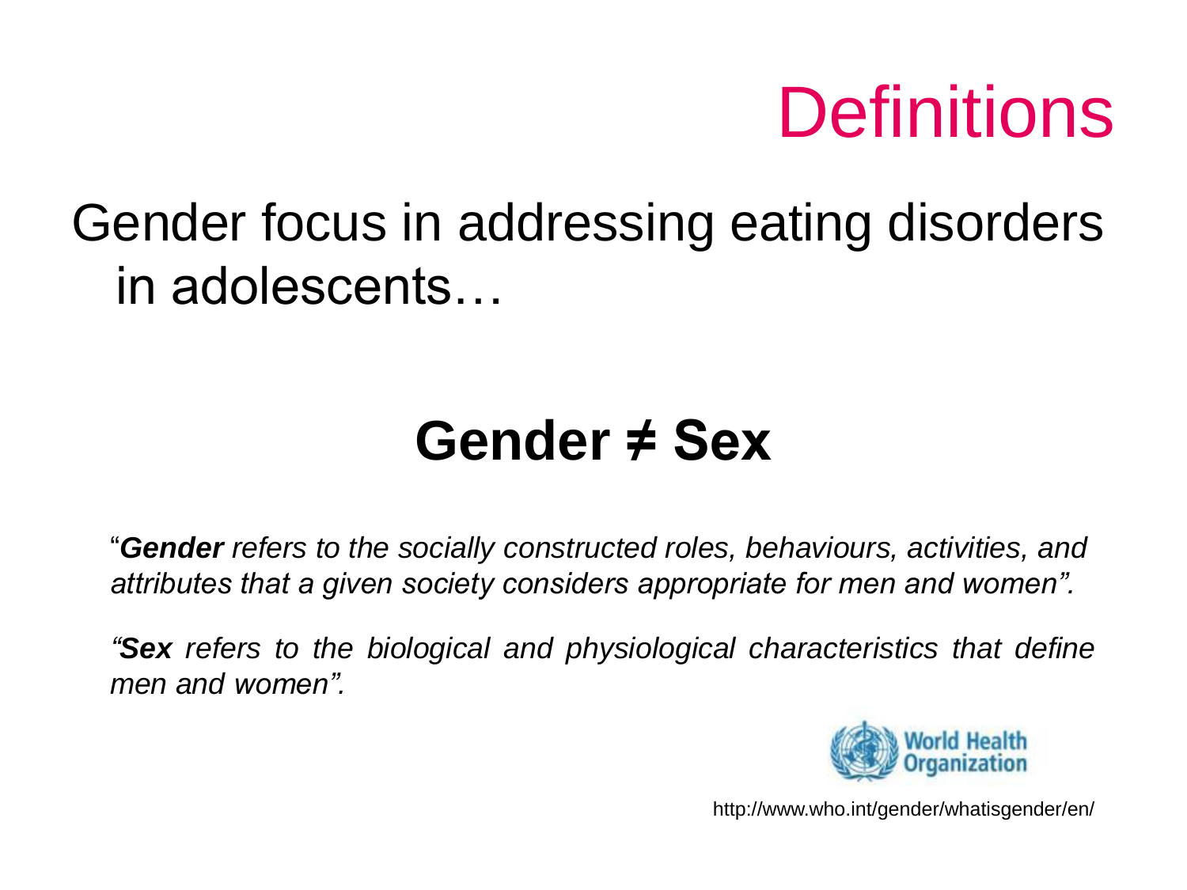# Definitions

Gender focus in addressing eating disorders in adolescents…

## Gender ≠ Sex

"***Gender*** *refers to the socially constructed roles, behaviours, activities, and attributes that a given society considers appropriate for men and women".*

*"**Sex** refers to the biological and physiological characteristics that define men and women".*

World Health Organization

http://www.who.int/gender/whatisgender/en/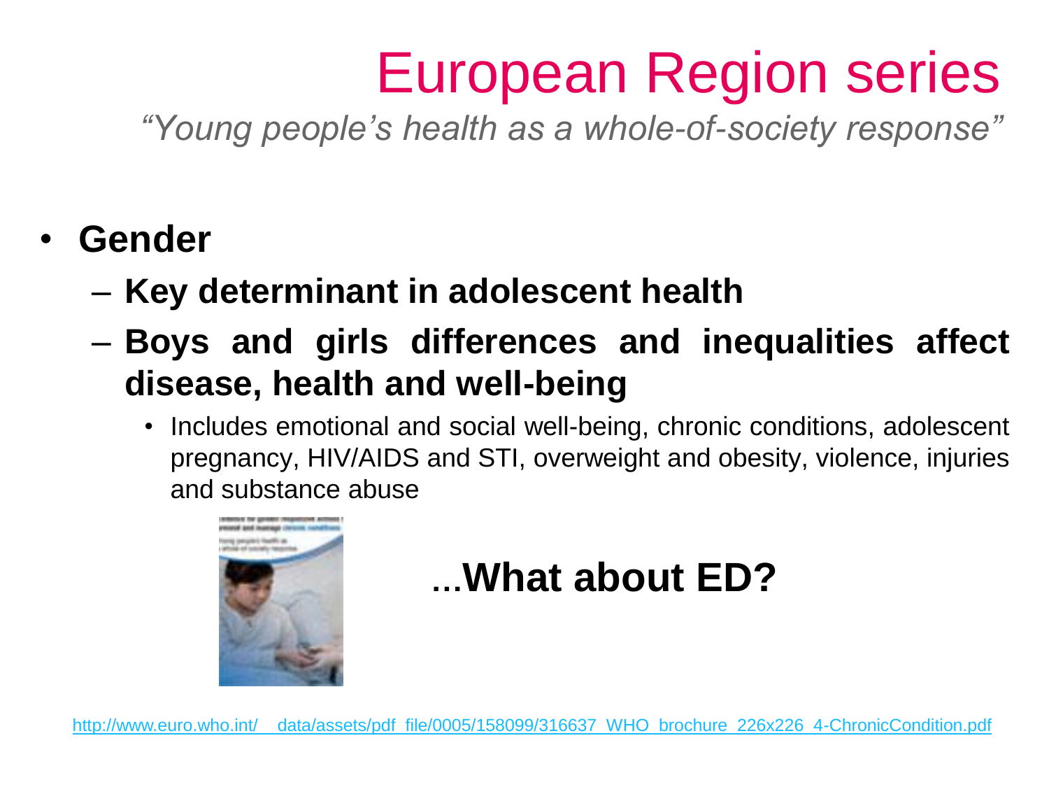# European Region series

*"Young people's health as a whole-of-society response"*

- **Gender**
  - **Key determinant in adolescent health**
  - **Boys and girls differences and inequalities affect disease, health and well-being**
    - Includes emotional and social well-being, chronic conditions, adolescent pregnancy, HIV/AIDS and STI, overweight and obesity, violence, injuries and substance abuse

…**What about ED?**

http://www.euro.who.int/__data/assets/pdf_file/0005/158099/316637_WHO_brochure_226x226_4-ChronicCondition.pdf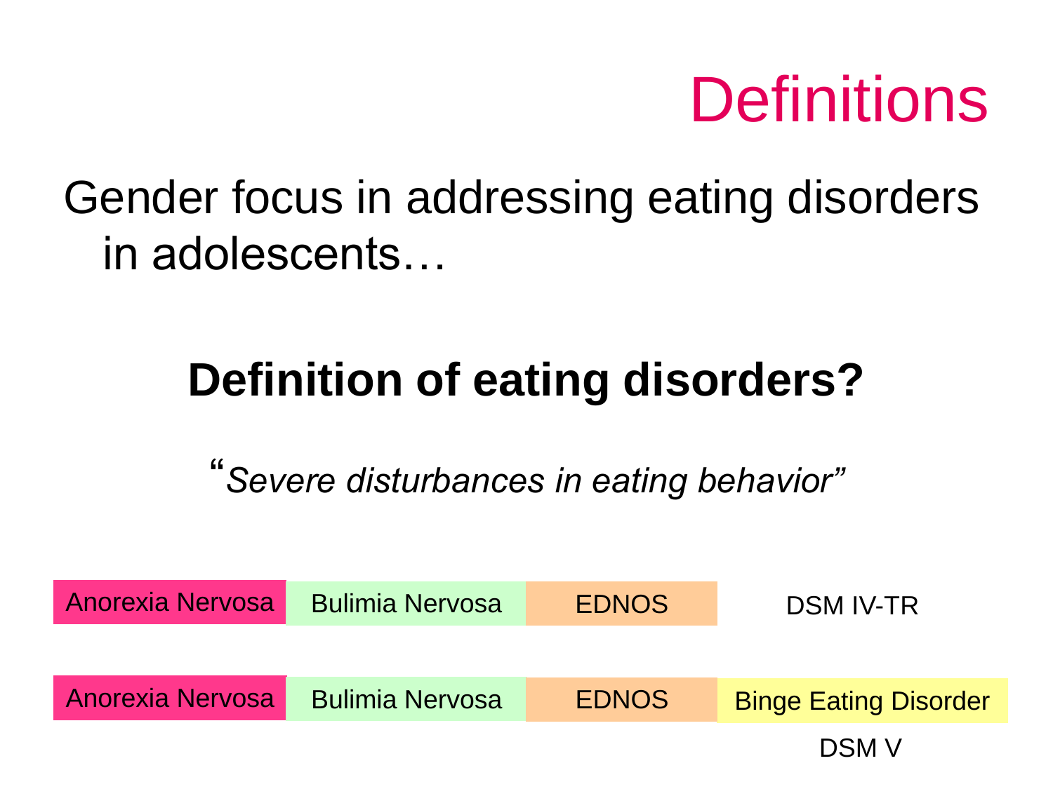# Definitions

Gender focus in addressing eating disorders in adolescents…

**Definition of eating disorders?**

"*Severe disturbances in eating behavior*"

| Anorexia Nervosa | Bulimia Nervosa | EDNOS | | DSM IV-TR |
| --- | --- | --- | --- | --- |
| Anorexia Nervosa | Bulimia Nervosa | EDNOS | Binge Eating Disorder | DSM V |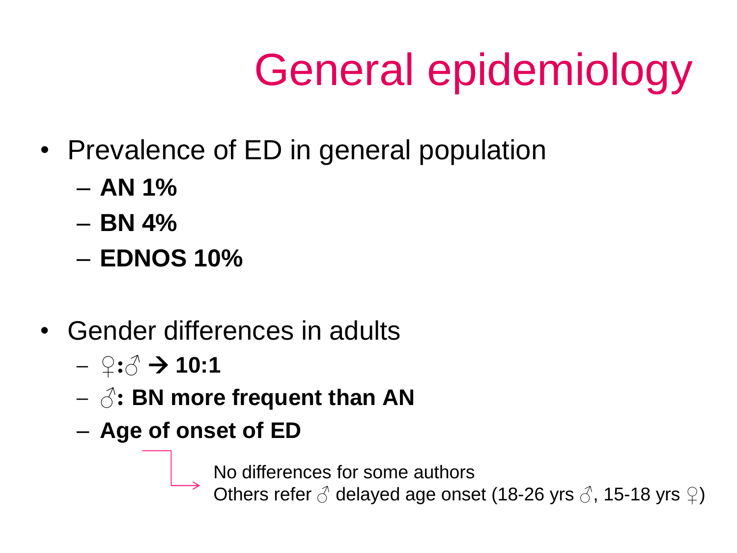# General epidemiology

- Prevalence of ED in general population
  - **AN 1%**
  - **BN 4%**
  - **EDNOS 10%**

- Gender differences in adults
  - ♀**:**♂ **→ 10:1**
  - ♂**: BN more frequent than AN**
  - **Age of onset of ED**

    No differences for some authors
    Others refer ♂ delayed age onset (18-26 yrs ♂, 15-18 yrs ♀)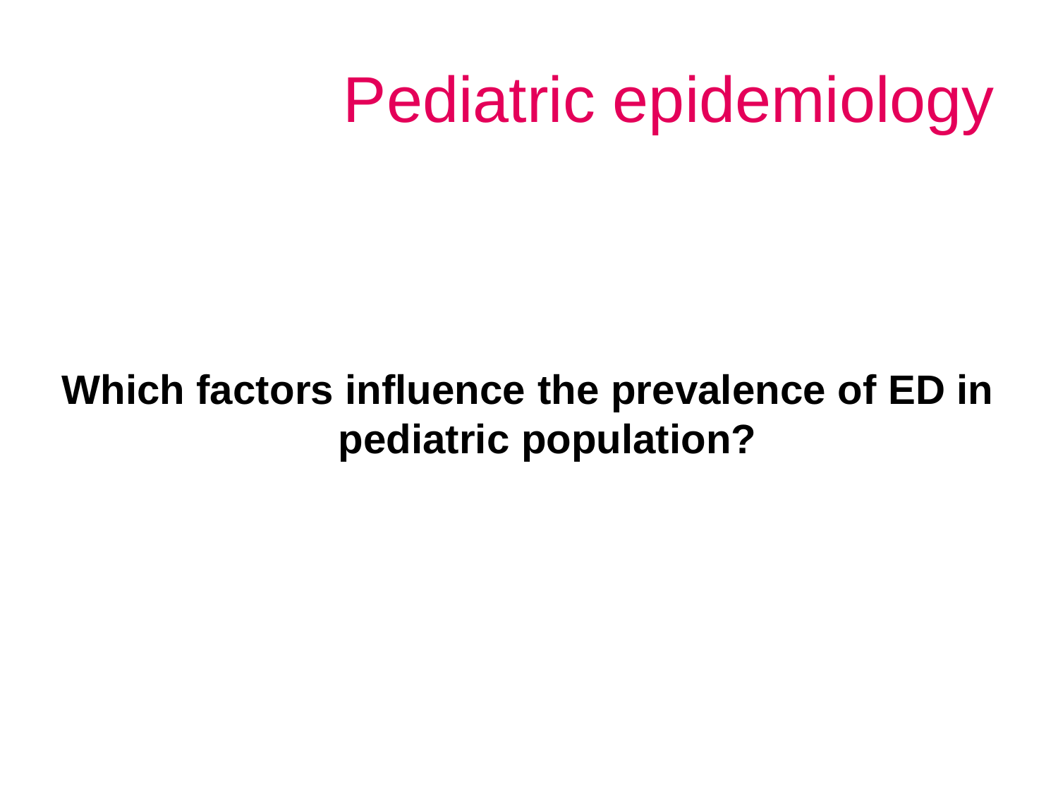# Pediatric epidemiology

**Which factors influence the prevalence of ED in pediatric population?**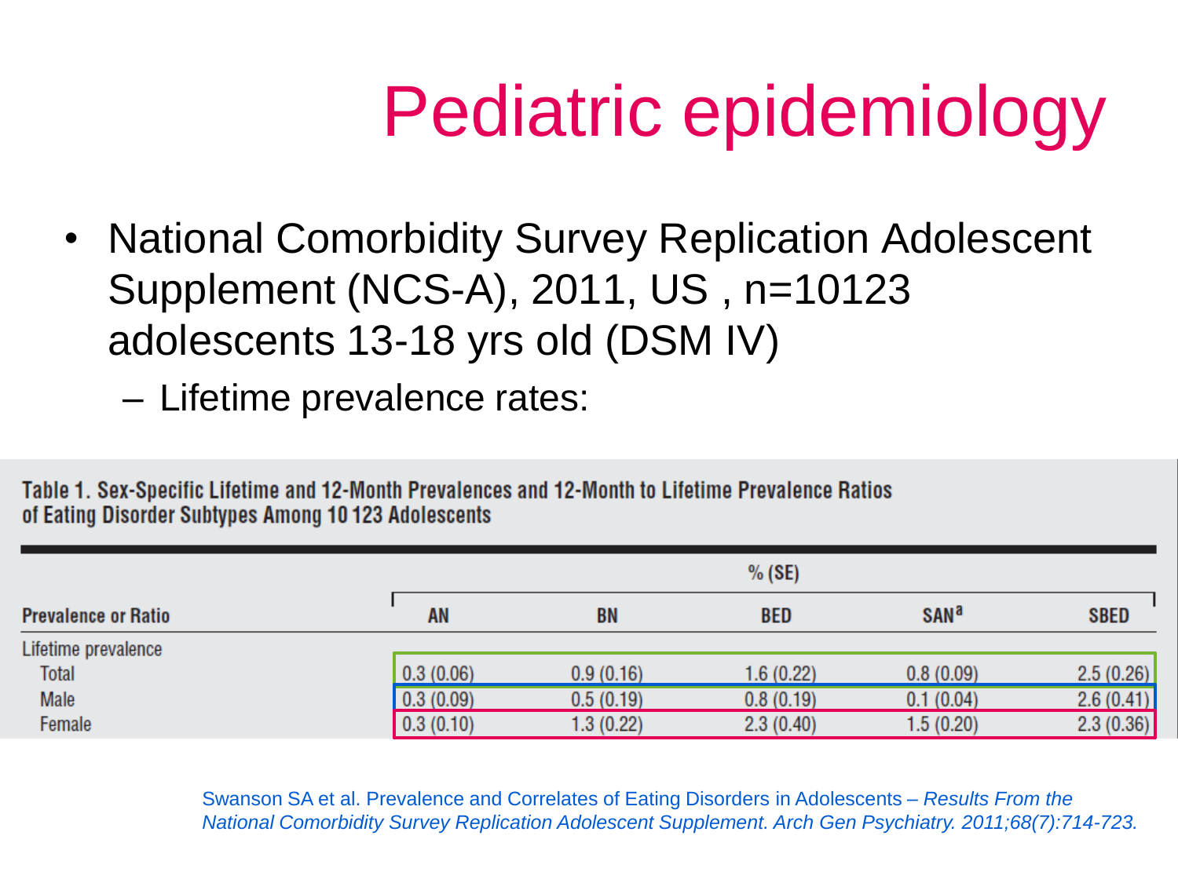# Pediatric epidemiology

- National Comorbidity Survey Replication Adolescent Supplement (NCS-A), 2011, US , n=10123 adolescents 13-18 yrs old (DSM IV)
  - Lifetime prevalence rates:

**Table 1. Sex-Specific Lifetime and 12-Month Prevalences and 12-Month to Lifetime Prevalence Ratios of Eating Disorder Subtypes Among 10 123 Adolescents**

| | % (SE) | | | | |
|---|---|---|---|---|---|
| **Prevalence or Ratio** | **AN** | **BN** | **BED** | **SAN[a]** | **SBED** |
| Lifetime prevalence | | | | | |
| Total | 0.3 (0.06) | 0.9 (0.16) | 1.6 (0.22) | 0.8 (0.09) | 2.5 (0.26) |
| Male | 0.3 (0.09) | 0.5 (0.19) | 0.8 (0.19) | 0.1 (0.04) | 2.6 (0.41) |
| Female | 0.3 (0.10) | 1.3 (0.22) | 2.3 (0.40) | 1.5 (0.20) | 2.3 (0.36) |

Swanson SA et al. Prevalence and Correlates of Eating Disorders in Adolescents – *Results From the National Comorbidity Survey Replication Adolescent Supplement. Arch Gen Psychiatry. 2011;68(7):714-723.*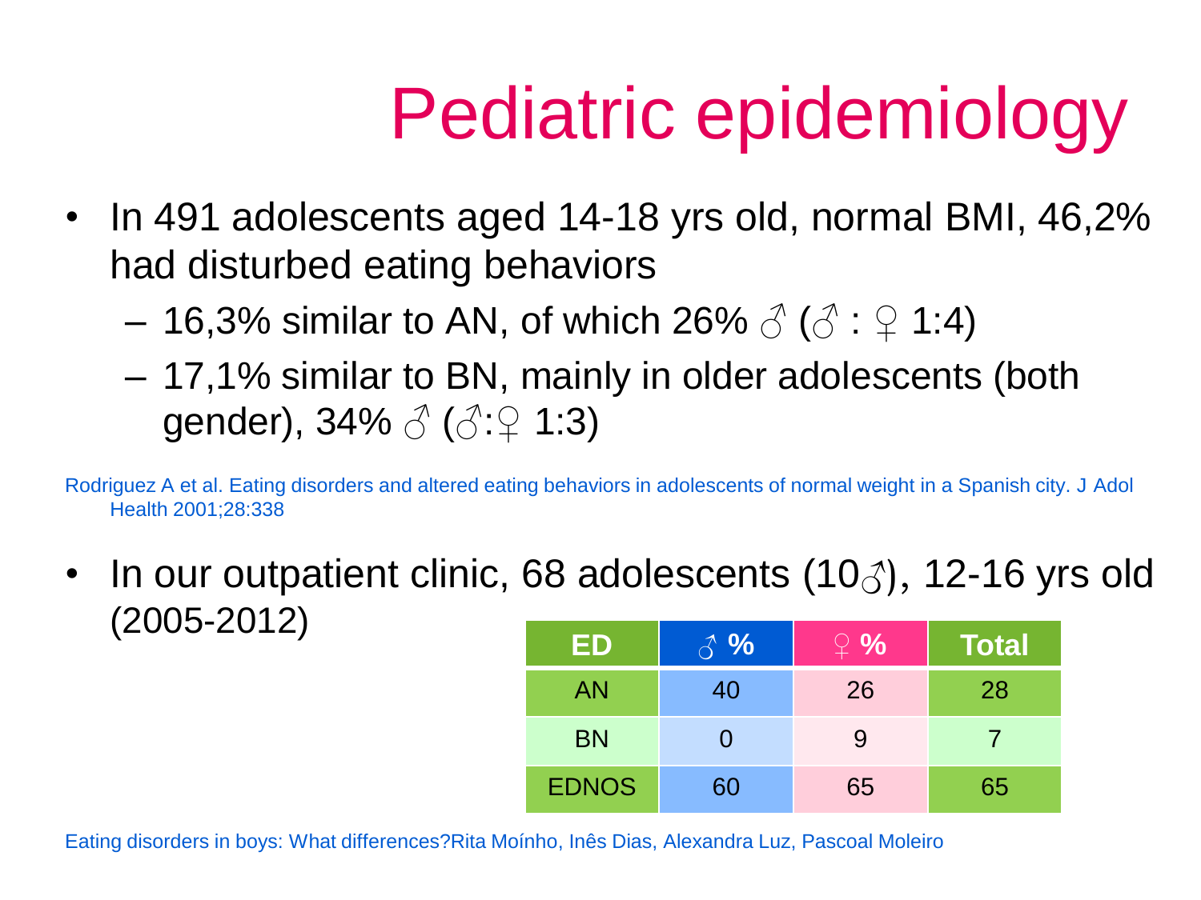# Pediatric epidemiology

- In 491 adolescents aged 14-18 yrs old, normal BMI, 46,2% had disturbed eating behaviors
  - 16,3% similar to AN, of which 26% ♂ (♂ : ♀ 1:4)
  - 17,1% similar to BN, mainly in older adolescents (both gender), 34% ♂ (♂:♀ 1:3)

Rodriguez A et al. Eating disorders and altered eating behaviors in adolescents of normal weight in a Spanish city. J Adol Health 2001;28:338

- In our outpatient clinic, 68 adolescents (10♂), 12-16 yrs old (2005-2012)

| ED | ♂ % | ♀ % | Total |
|---|---|---|---|
| AN | 40 | 26 | 28 |
| BN | 0 | 9 | 7 |
| EDNOS | 60 | 65 | 65 |

Eating disorders in boys: What differences?Rita Moínho, Inês Dias, Alexandra Luz, Pascoal Moleiro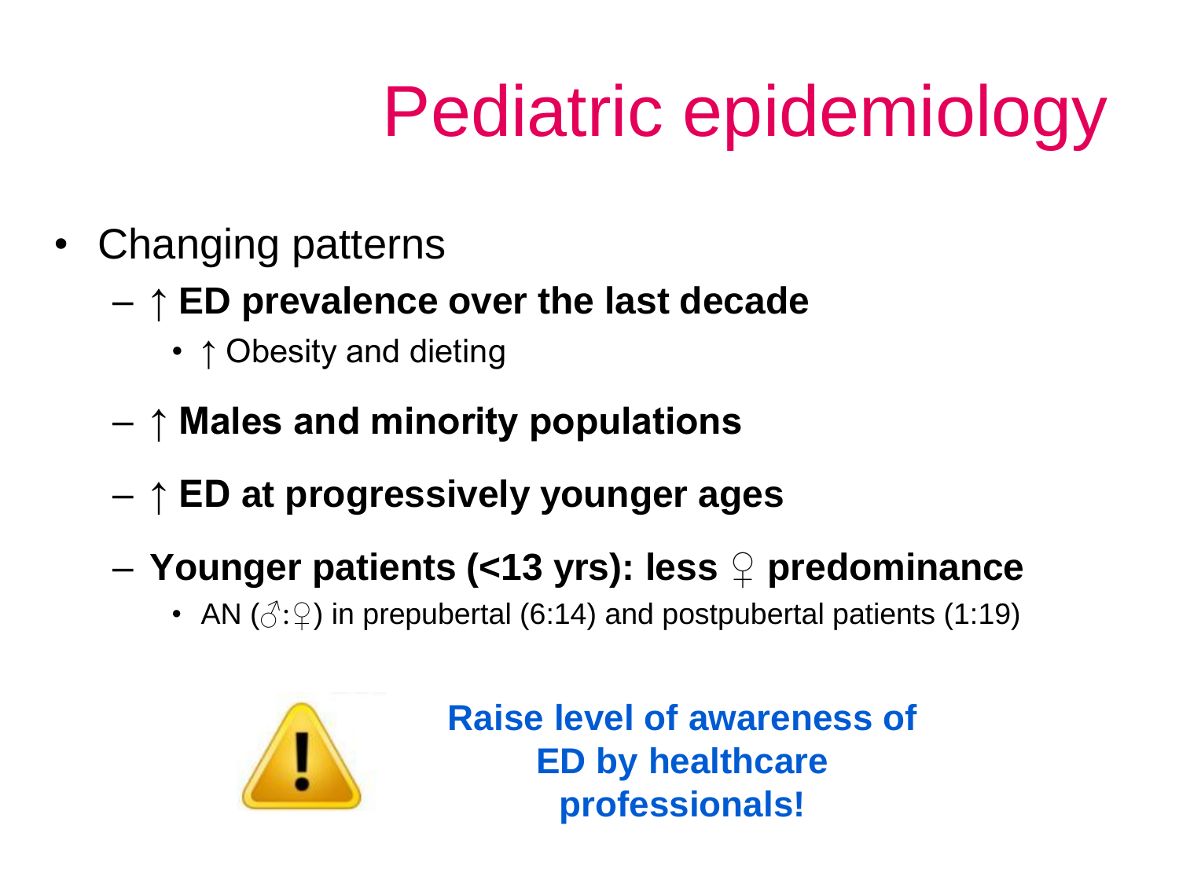# Pediatric epidemiology

- Changing patterns
  - ↑ **ED prevalence over the last decade**
    - ↑ Obesity and dieting
  - ↑ **Males and minority populations**
  - ↑ **ED at progressively younger ages**
  - **Younger patients (<13 yrs): less ♀ predominance**
    - AN (♂:♀) in prepubertal (6:14) and postpubertal patients (1:19)

**Raise level of awareness of ED by healthcare professionals!**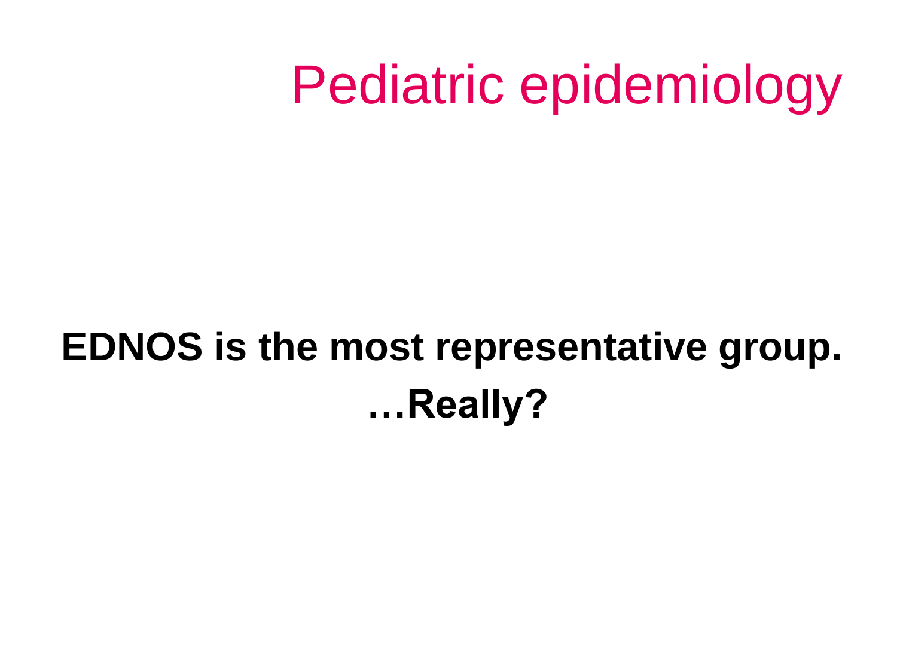# Pediatric epidemiology

**EDNOS is the most representative group.**

**…Really?**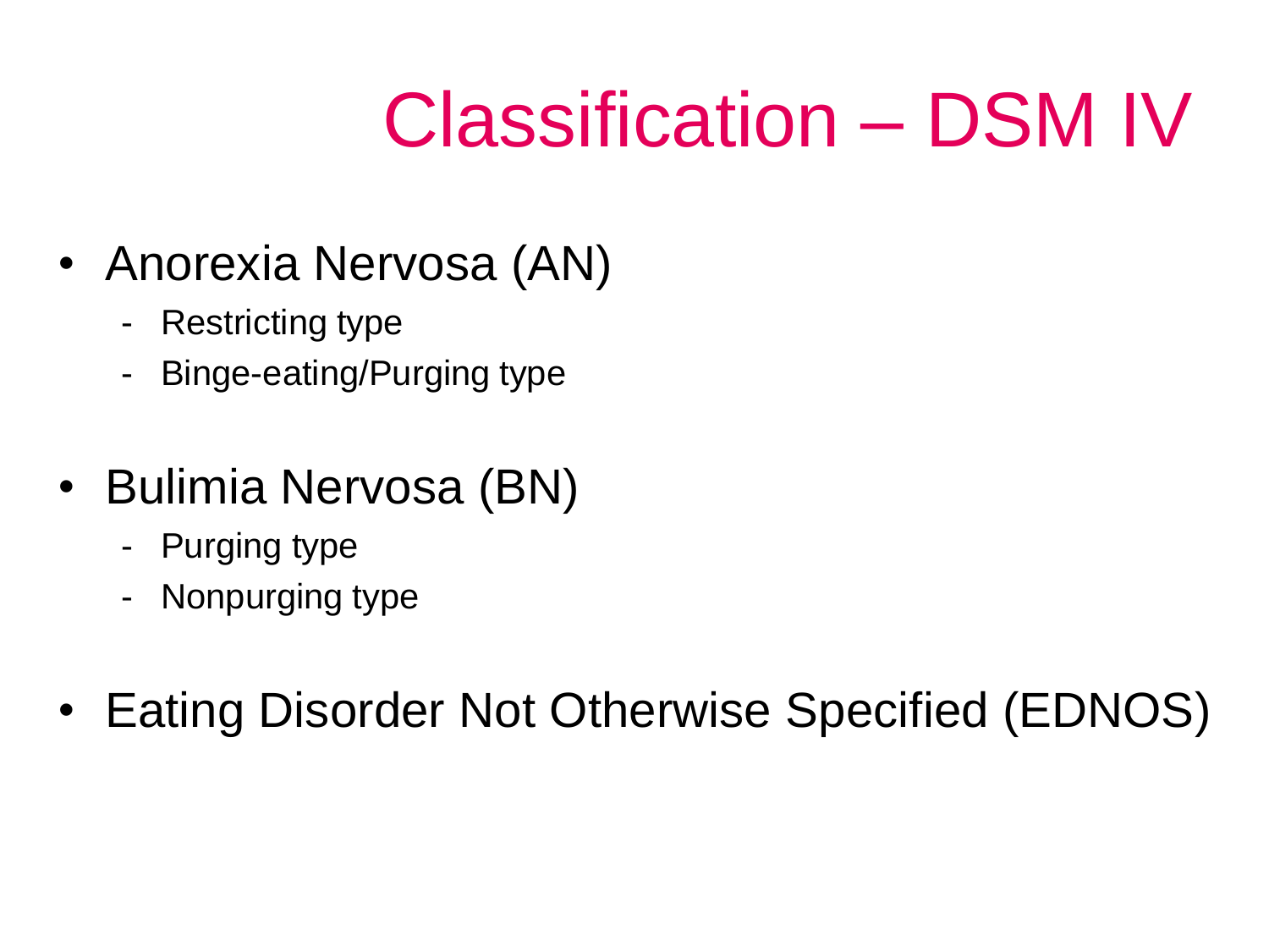# Classification – DSM IV

- Anorexia Nervosa (AN)
  - Restricting type
  - Binge-eating/Purging type

- Bulimia Nervosa (BN)
  - Purging type
  - Nonpurging type

- Eating Disorder Not Otherwise Specified (EDNOS)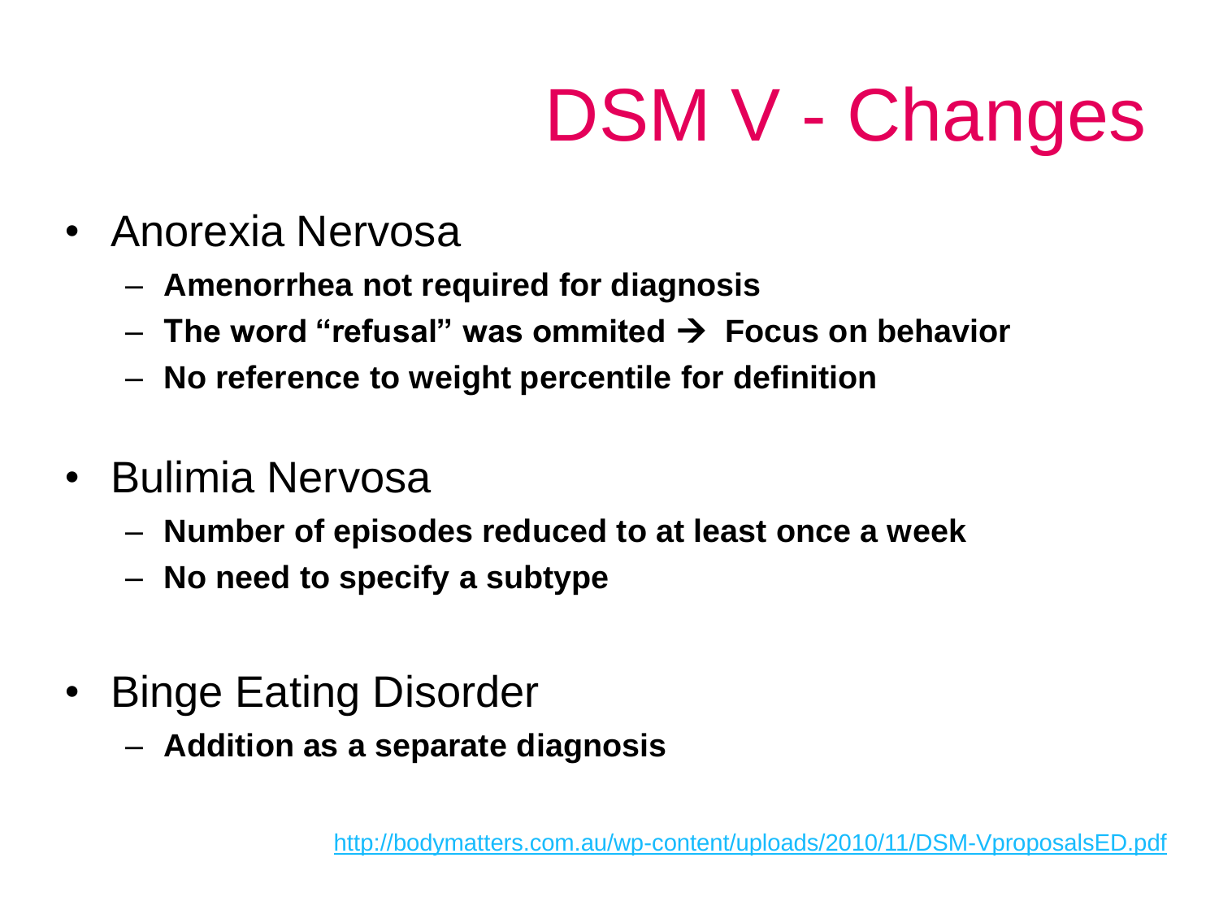# DSM V - Changes

- Anorexia Nervosa
  - **Amenorrhea not required for diagnosis**
  - **The word "refusal" was ommited → Focus on behavior**
  - **No reference to weight percentile for definition**

- Bulimia Nervosa
  - **Number of episodes reduced to at least once a week**
  - **No need to specify a subtype**

- Binge Eating Disorder
  - **Addition as a separate diagnosis**

http://bodymatters.com.au/wp-content/uploads/2010/11/DSM-VproposalsED.pdf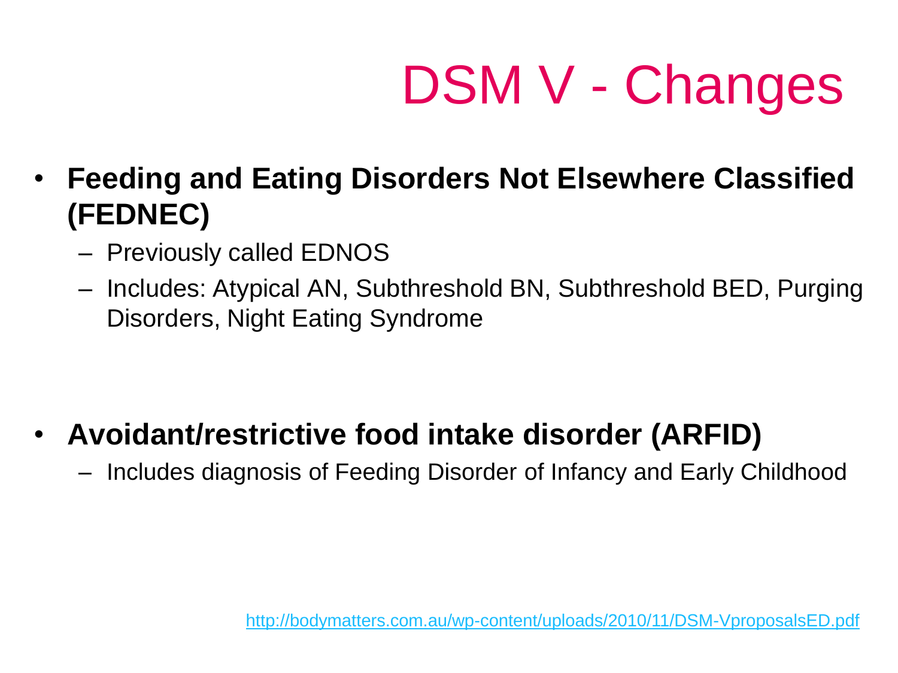# DSM V - Changes

- **Feeding and Eating Disorders Not Elsewhere Classified (FEDNEC)**
  - Previously called EDNOS
  - Includes: Atypical AN, Subthreshold BN, Subthreshold BED, Purging Disorders, Night Eating Syndrome

- **Avoidant/restrictive food intake disorder (ARFID)**
  - Includes diagnosis of Feeding Disorder of Infancy and Early Childhood

http://bodymatters.com.au/wp-content/uploads/2010/11/DSM-VproposalsED.pdf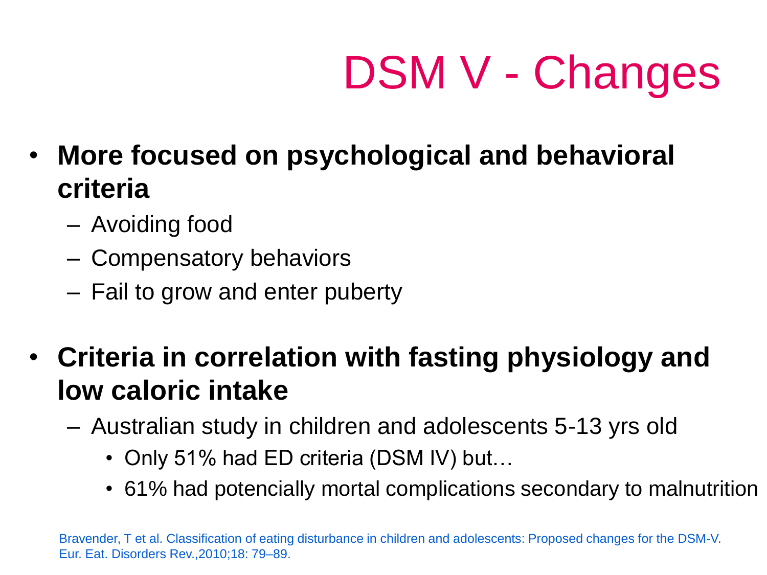# DSM V - Changes

- **More focused on psychological and behavioral criteria**
  - Avoiding food
  - Compensatory behaviors
  - Fail to grow and enter puberty

- **Criteria in correlation with fasting physiology and low caloric intake**
  - Australian study in children and adolescents 5-13 yrs old
    - Only 51% had ED criteria (DSM IV) but…
    - 61% had potencially mortal complications secondary to malnutrition

Bravender, T et al. Classification of eating disturbance in children and adolescents: Proposed changes for the DSM-V. Eur. Eat. Disorders Rev.,2010;18: 79–89.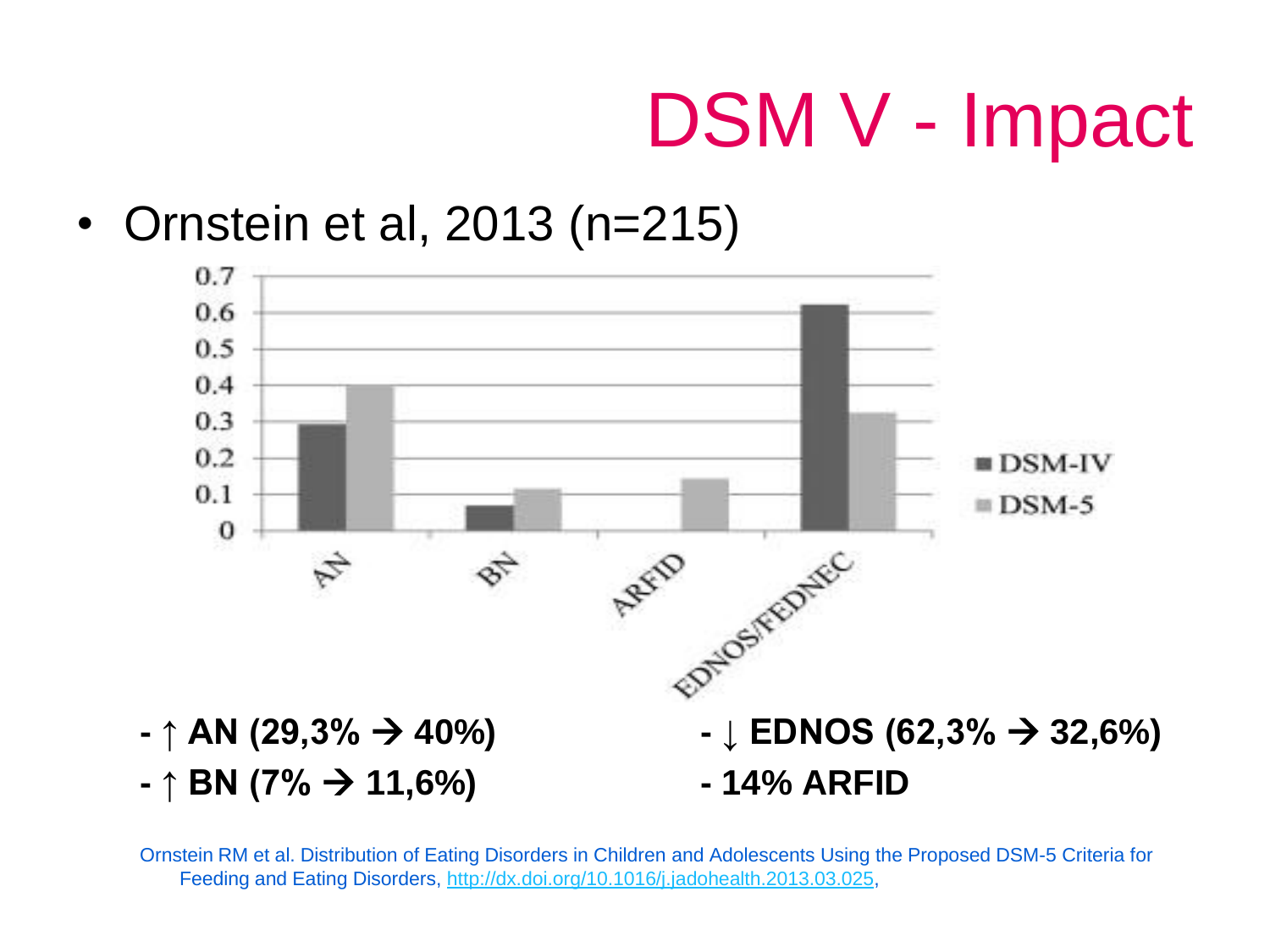# DSM V - Impact

- Ornstein et al, 2013 (n=215)

- ↑ AN (29,3% → 40%)
- ↑ BN (7% → 11,6%)
- ↓ EDNOS (62,3% → 32,6%)
- 14% ARFID

Ornstein RM et al. Distribution of Eating Disorders in Children and Adolescents Using the Proposed DSM-5 Criteria for Feeding and Eating Disorders, http://dx.doi.org/10.1016/j.jadohealth.2013.03.025,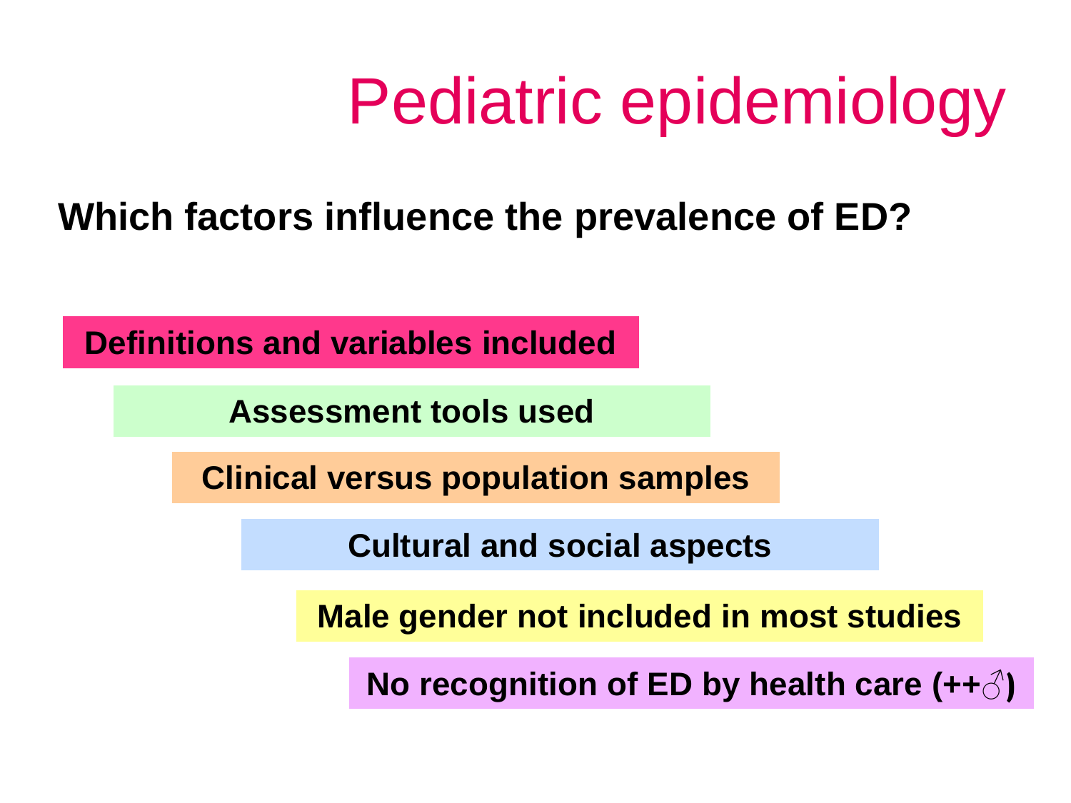# Pediatric epidemiology

**Which factors influence the prevalence of ED?**

- **Definitions and variables included**
- **Assessment tools used**
- **Clinical versus population samples**
- **Cultural and social aspects**
- **Male gender not included in most studies**
- **No recognition of ED by health care (++♂)**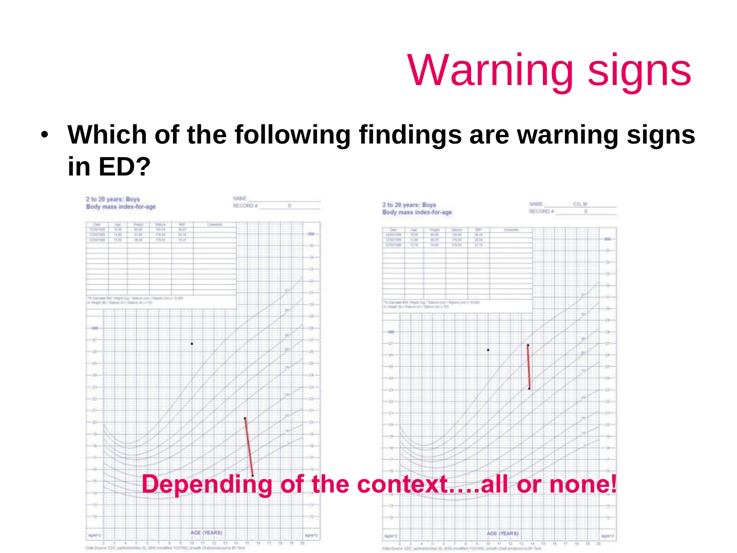# Warning signs

- **Which of the following findings are warning signs in ED?**

2 to 20 years: Boys
Body mass index-for-age

2 to 20 years: Boys
Body mass index-for-age

**Depending of the context….all or none!**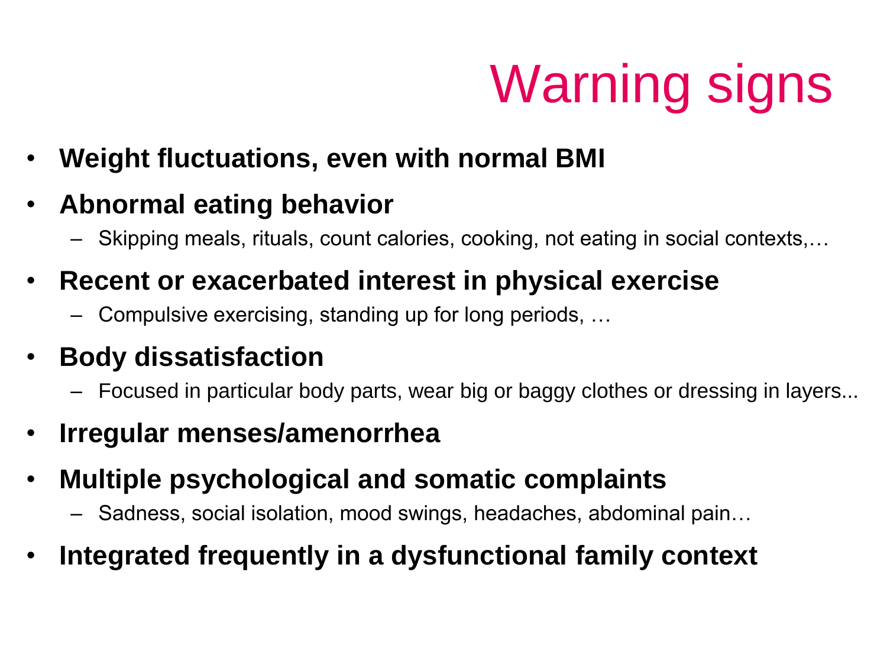# Warning signs

- **Weight fluctuations, even with normal BMI**
- **Abnormal eating behavior**
  - Skipping meals, rituals, count calories, cooking, not eating in social contexts,…
- **Recent or exacerbated interest in physical exercise**
  - Compulsive exercising, standing up for long periods, …
- **Body dissatisfaction**
  - Focused in particular body parts, wear big or baggy clothes or dressing in layers...
- **Irregular menses/amenorrhea**
- **Multiple psychological and somatic complaints**
  - Sadness, social isolation, mood swings, headaches, abdominal pain…
- **Integrated frequently in a dysfunctional family context**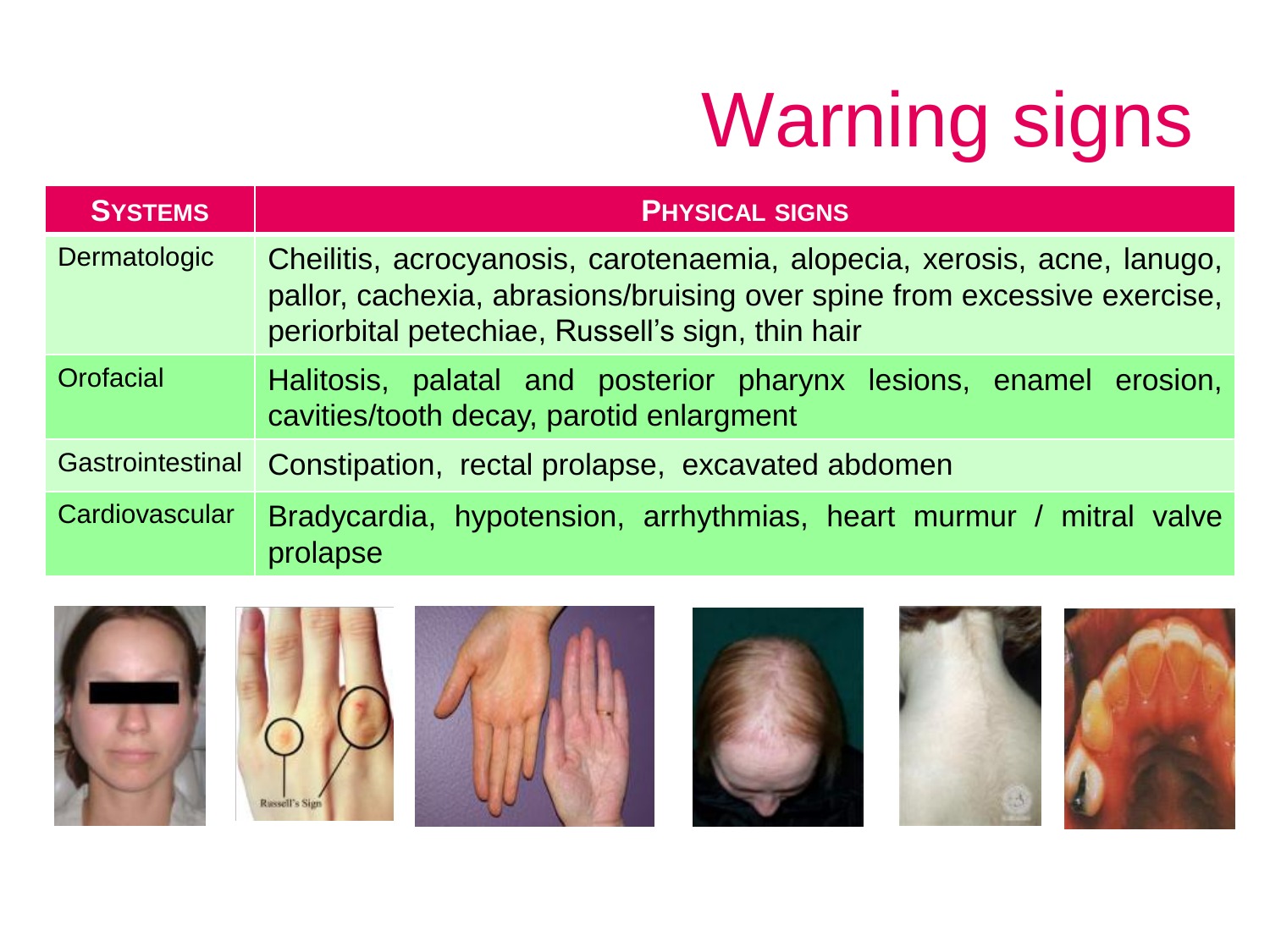# Warning signs

| SYSTEMS | PHYSICAL SIGNS |
|---|---|
| Dermatologic | Cheilitis, acrocyanosis, carotenaemia, alopecia, xerosis, acne, lanugo, pallor, cachexia, abrasions/bruising over spine from excessive exercise, periorbital petechiae, Russell's sign, thin hair |
| Orofacial | Halitosis, palatal and posterior pharynx lesions, enamel erosion, cavities/tooth decay, parotid enlargment |
| Gastrointestinal | Constipation, rectal prolapse, excavated abdomen |
| Cardiovascular | Bradycardia, hypotension, arrhythmias, heart murmur / mitral valve prolapse |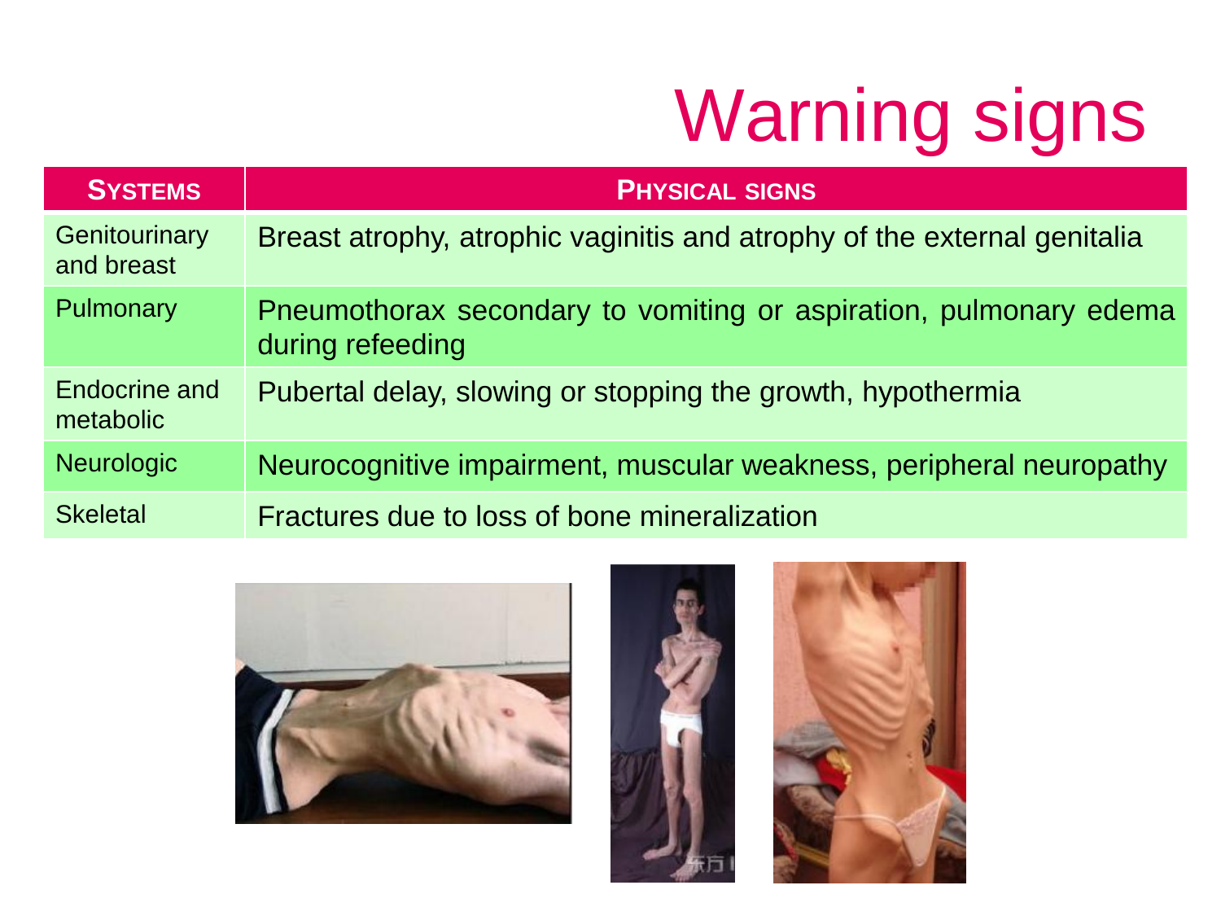# Warning signs

| SYSTEMS | PHYSICAL SIGNS |
|---|---|
| Genitourinary and breast | Breast atrophy, atrophic vaginitis and atrophy of the external genitalia |
| Pulmonary | Pneumothorax secondary to vomiting or aspiration, pulmonary edema during refeeding |
| Endocrine and metabolic | Pubertal delay, slowing or stopping the growth, hypothermia |
| Neurologic | Neurocognitive impairment, muscular weakness, peripheral neuropathy |
| Skeletal | Fractures due to loss of bone mineralization |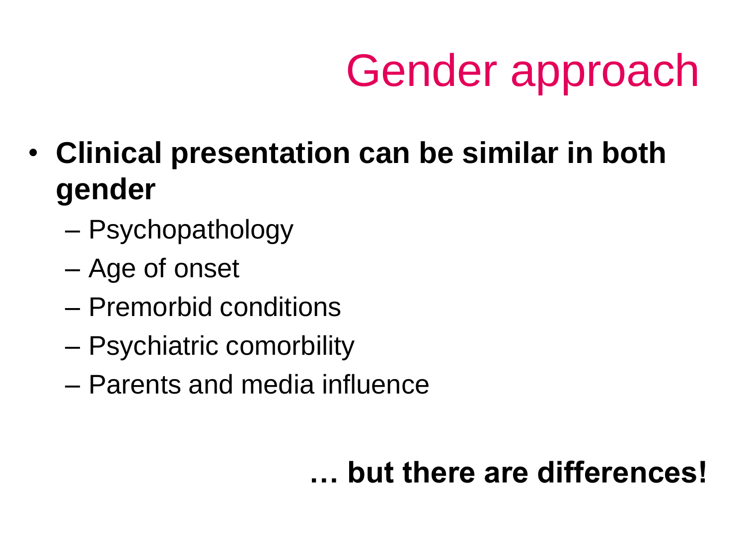# Gender approach

- **Clinical presentation can be similar in both gender**
  - Psychopathology
  - Age of onset
  - Premorbid conditions
  - Psychiatric comorbility
  - Parents and media influence

**… but there are differences!**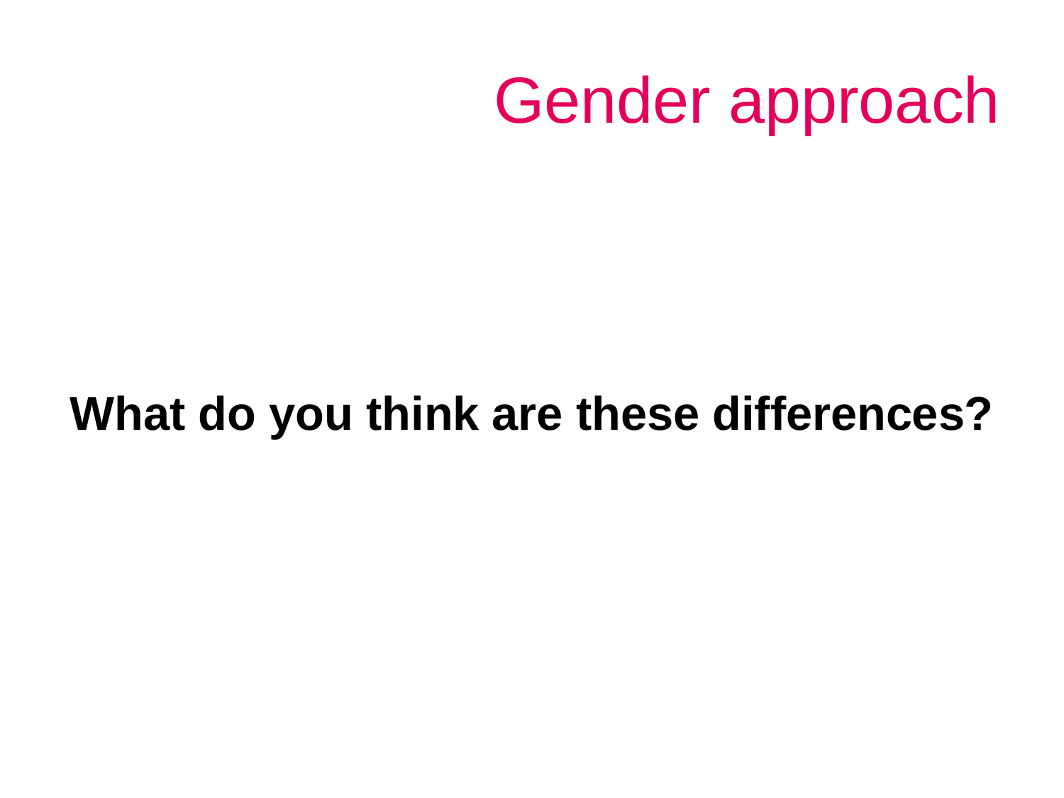# Gender approach

**What do you think are these differences?**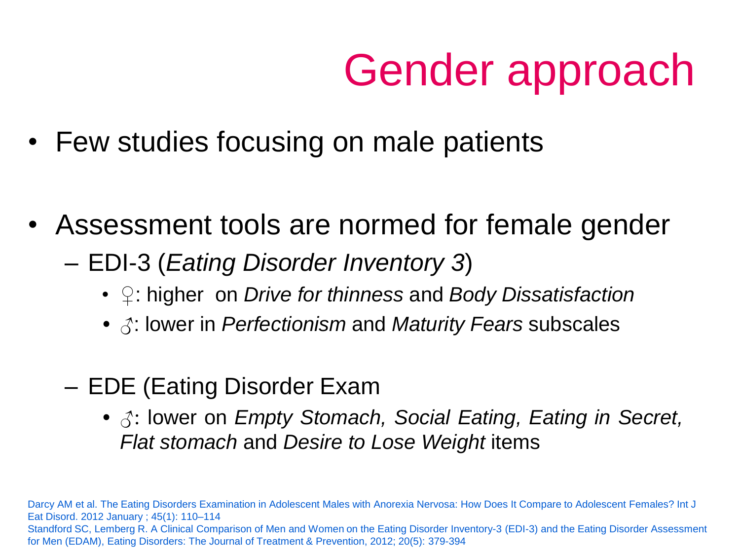# Gender approach

- Few studies focusing on male patients

- Assessment tools are normed for female gender
  - EDI-3 (*Eating Disorder Inventory 3*)
    - ♀: higher on *Drive for thinness* and *Body Dissatisfaction*
    - ♂: lower in *Perfectionism* and *Maturity Fears* subscales

  - EDE (Eating Disorder Exam
    - ♂: lower on *Empty Stomach, Social Eating, Eating in Secret, Flat stomach* and *Desire to Lose Weight* items

Darcy AM et al. The Eating Disorders Examination in Adolescent Males with Anorexia Nervosa: How Does It Compare to Adolescent Females? Int J Eat Disord. 2012 January ; 45(1): 110–114

Standford SC, Lemberg R. A Clinical Comparison of Men and Women on the Eating Disorder Inventory-3 (EDI-3) and the Eating Disorder Assessment for Men (EDAM), Eating Disorders: The Journal of Treatment & Prevention, 2012; 20(5): 379-394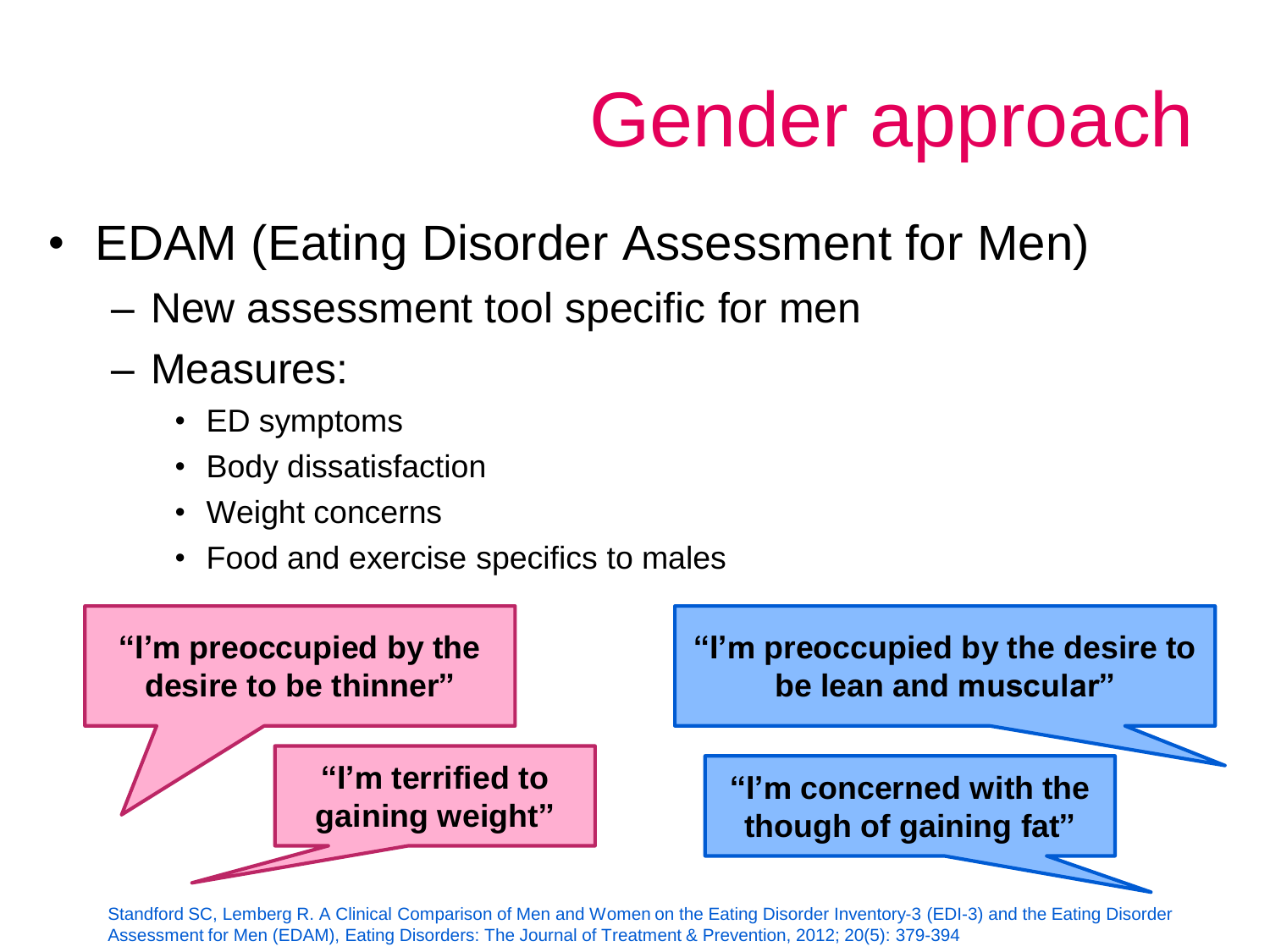# Gender approach

- EDAM (Eating Disorder Assessment for Men)
  - New assessment tool specific for men
  - Measures:
    - ED symptoms
    - Body dissatisfaction
    - Weight concerns
    - Food and exercise specifics to males

**"I'm preoccupied by the desire to be thinner"**

**"I'm terrified to gaining weight"**

**"I'm preoccupied by the desire to be lean and muscular"**

**"I'm concerned with the though of gaining fat"**

Standford SC, Lemberg R. A Clinical Comparison of Men and Women on the Eating Disorder Inventory-3 (EDI-3) and the Eating Disorder Assessment for Men (EDAM), Eating Disorders: The Journal of Treatment & Prevention, 2012; 20(5): 379-394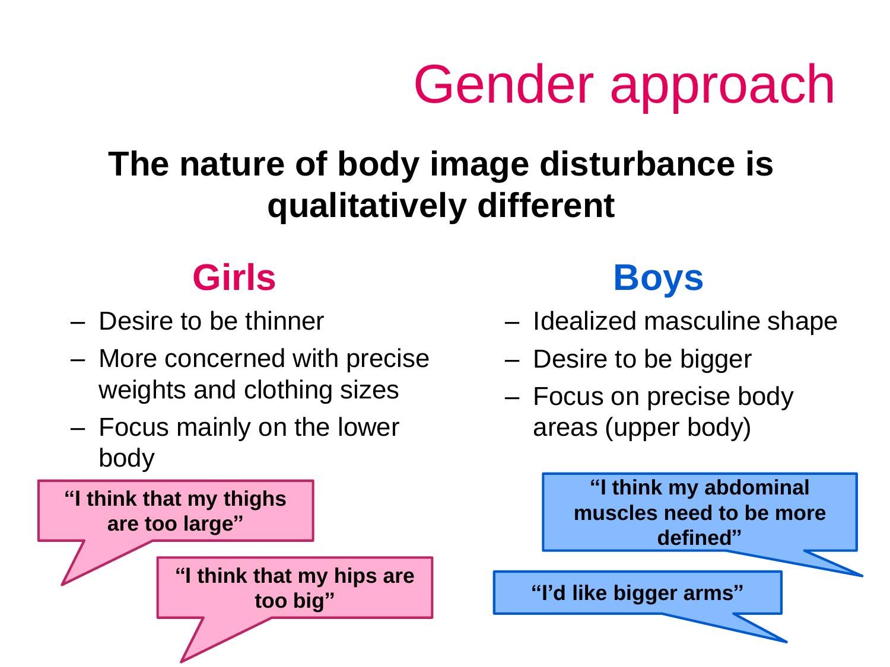# Gender approach

**The nature of body image disturbance is qualitatively different**

## Girls

- Desire to be thinner
- More concerned with precise weights and clothing sizes
- Focus mainly on the lower body

**"I think that my thighs are too large"**

**"I think that my hips are too big"**

## Boys

- Idealized masculine shape
- Desire to be bigger
- Focus on precise body areas (upper body)

**"I think my abdominal muscles need to be more defined"**

**"I'd like bigger arms"**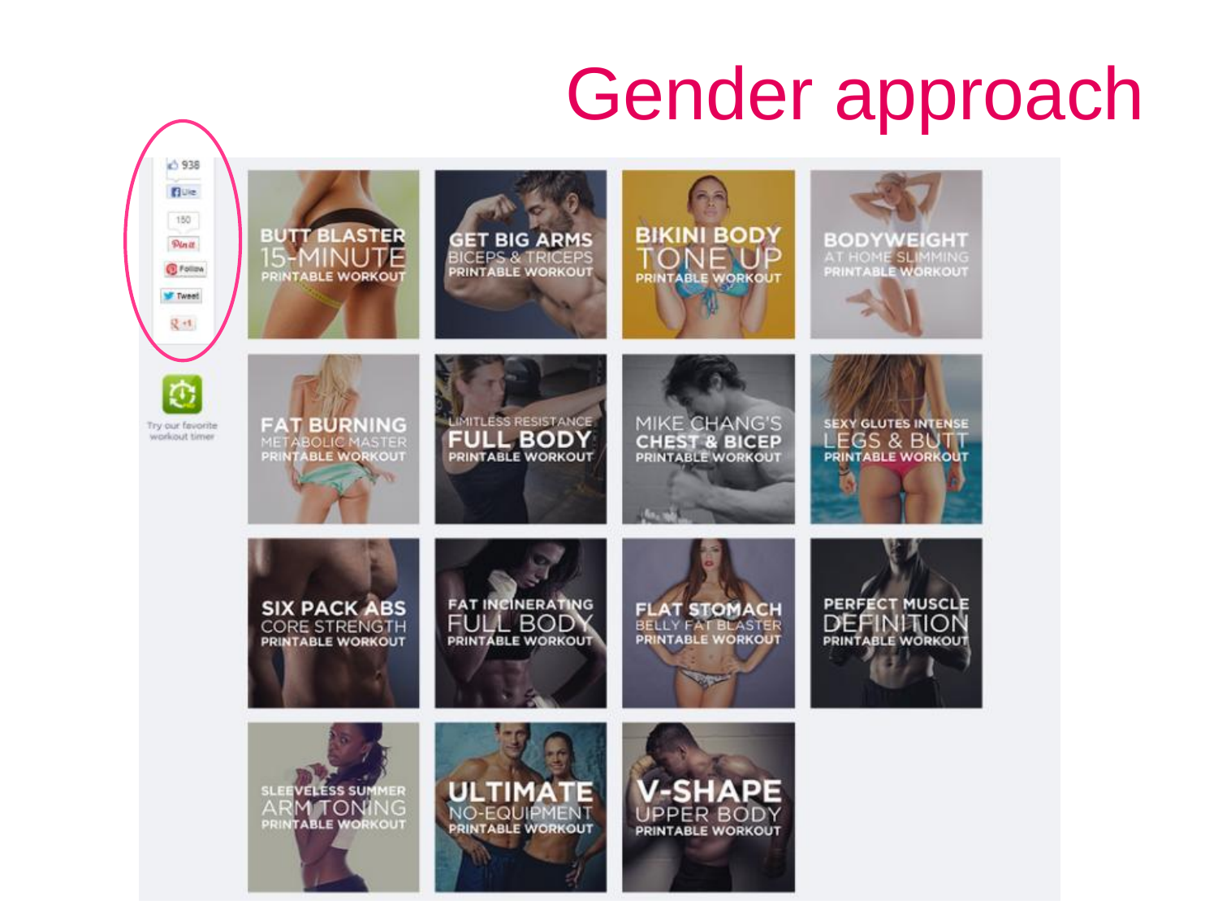# Gender approach

938

Like

150

Pin it

Follow

Tweet

+1

Try our favorite workout timer

BUTT BLASTER 15-MINUTE PRINTABLE WORKOUT

GET BIG ARMS BICEPS & TRICEPS PRINTABLE WORKOUT

BIKINI BODY TONE UP PRINTABLE WORKOUT

BODYWEIGHT AT HOME SLIMMING PRINTABLE WORKOUT

FAT BURNING METABOLIC MASTER PRINTABLE WORKOUT

LIMITLESS RESISTANCE FULL BODY PRINTABLE WORKOUT

MIKE CHANG'S CHEST & BICEP PRINTABLE WORKOUT

SEXY GLUTES INTENSE LEGS & BUTT PRINTABLE WORKOUT

SIX PACK ABS CORE STRENGTH PRINTABLE WORKOUT

FAT INCINERATING FULL BODY PRINTABLE WORKOUT

FLAT STOMACH BELLY FAT BLASTER PRINTABLE WORKOUT

PERFECT MUSCLE DEFINITION PRINTABLE WORKOUT

SLEEVELESS SUMMER ARM TONING PRINTABLE WORKOUT

ULTIMATE NO-EQUIPMENT PRINTABLE WORKOUT

V-SHAPE UPPER BODY PRINTABLE WORKOUT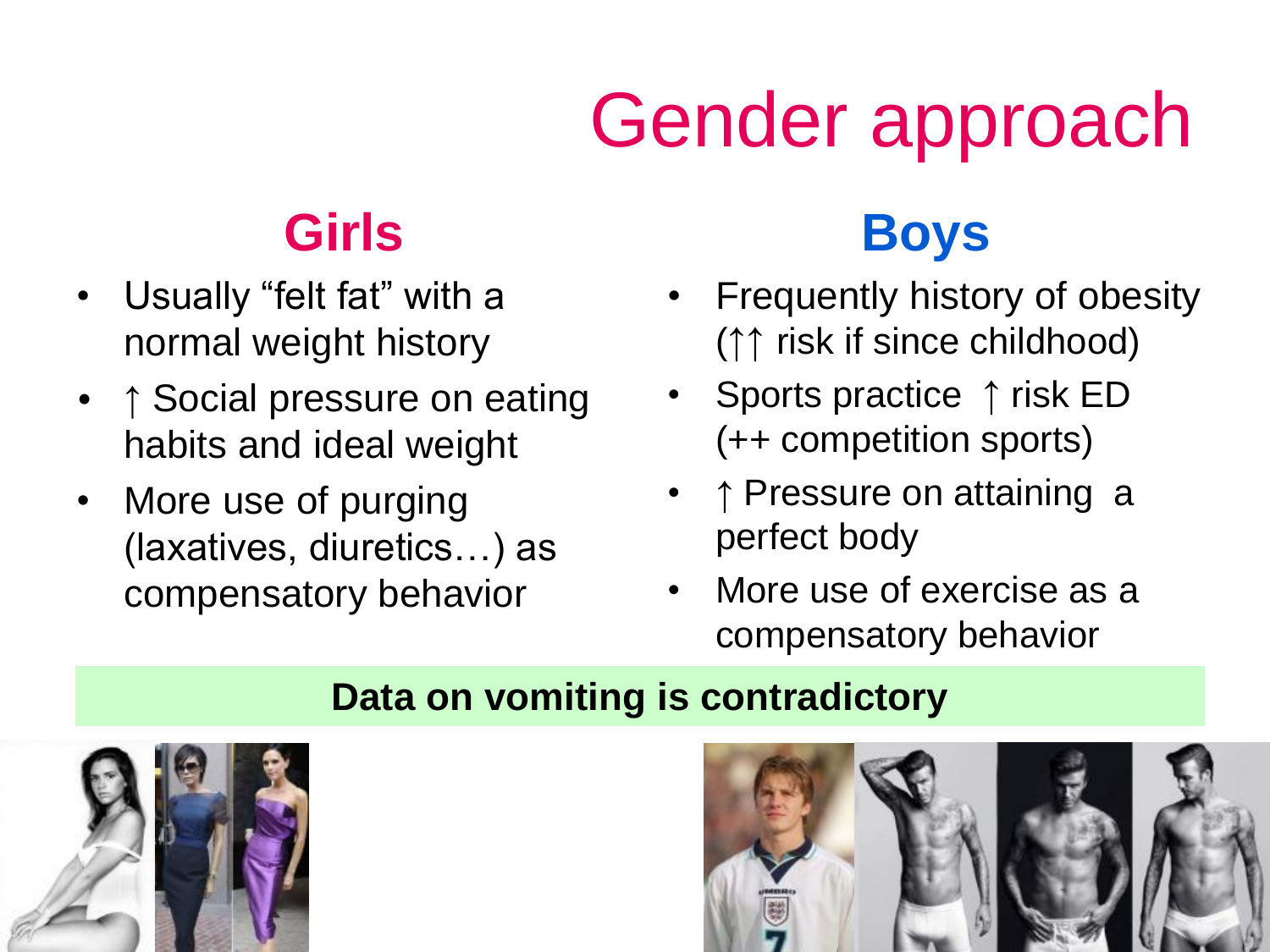# Gender approach

## Girls

- Usually “felt fat” with a normal weight history
- ↑ Social pressure on eating habits and ideal weight
- More use of purging (laxatives, diuretics…) as compensatory behavior

## Boys

- Frequently history of obesity (↑↑ risk if since childhood)
- Sports practice ↑ risk ED (++ competition sports)
- ↑ Pressure on attaining a perfect body
- More use of exercise as a compensatory behavior

**Data on vomiting is contradictory**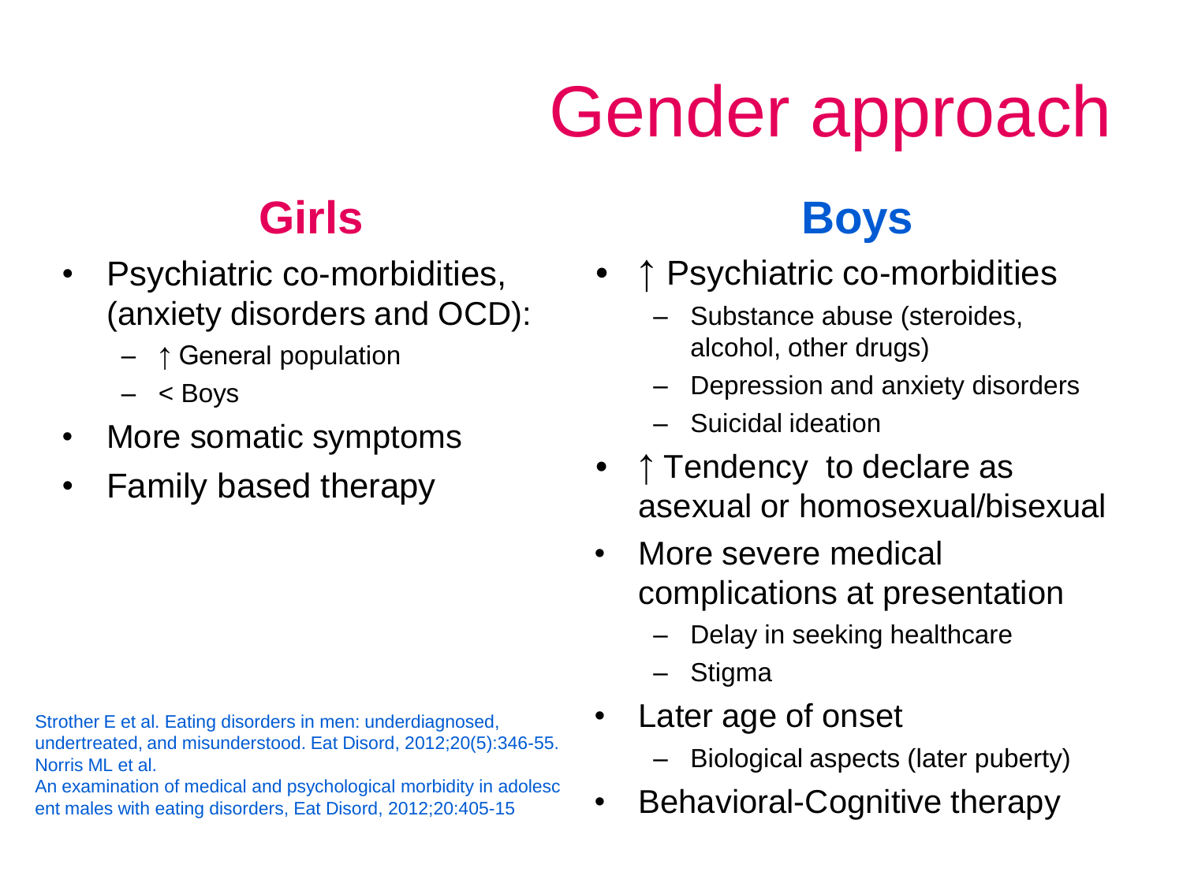# Gender approach

## Girls

- Psychiatric co-morbidities, (anxiety disorders and OCD):
  - ↑ General population
  - < Boys
- More somatic symptoms
- Family based therapy

## Boys

- ↑ Psychiatric co-morbidities
  - Substance abuse (steroides, alcohol, other drugs)
  - Depression and anxiety disorders
  - Suicidal ideation
- ↑ Tendency to declare as asexual or homosexual/bisexual
- More severe medical complications at presentation
  - Delay in seeking healthcare
  - Stigma
- Later age of onset
  - Biological aspects (later puberty)
- Behavioral-Cognitive therapy

Strother E et al. Eating disorders in men: underdiagnosed, undertreated, and misunderstood. Eat Disord, 2012;20(5):346-55.
Norris ML et al.
An examination of medical and psychological morbidity in adolescent males with eating disorders, Eat Disord, 2012;20:405-15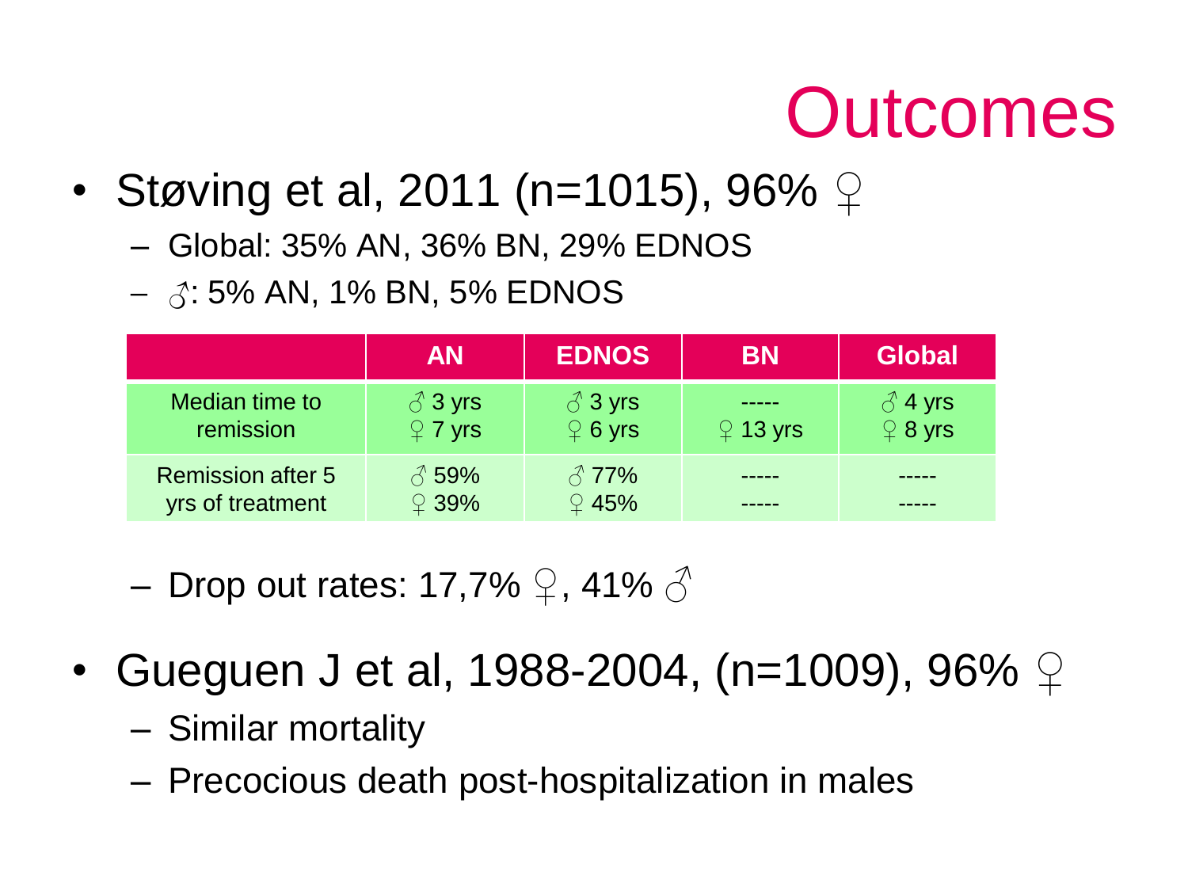# Outcomes

- Støving et al, 2011 (n=1015), 96% ♀
  - Global: 35% AN, 36% BN, 29% EDNOS
  - ♂: 5% AN, 1% BN, 5% EDNOS

| | AN | EDNOS | BN | Global |
|---|---|---|---|---|
| Median time to remission | ♂ 3 yrs<br>♀ 7 yrs | ♂ 3 yrs<br>♀ 6 yrs | -----<br>♀ 13 yrs | ♂ 4 yrs<br>♀ 8 yrs |
| Remission after 5 yrs of treatment | ♂ 59%<br>♀ 39% | ♂ 77%<br>♀ 45% | -----<br>----- | -----<br>----- |

  - Drop out rates: 17,7% ♀, 41% ♂

- Gueguen J et al, 1988-2004, (n=1009), 96% ♀
  - Similar mortality
  - Precocious death post-hospitalization in males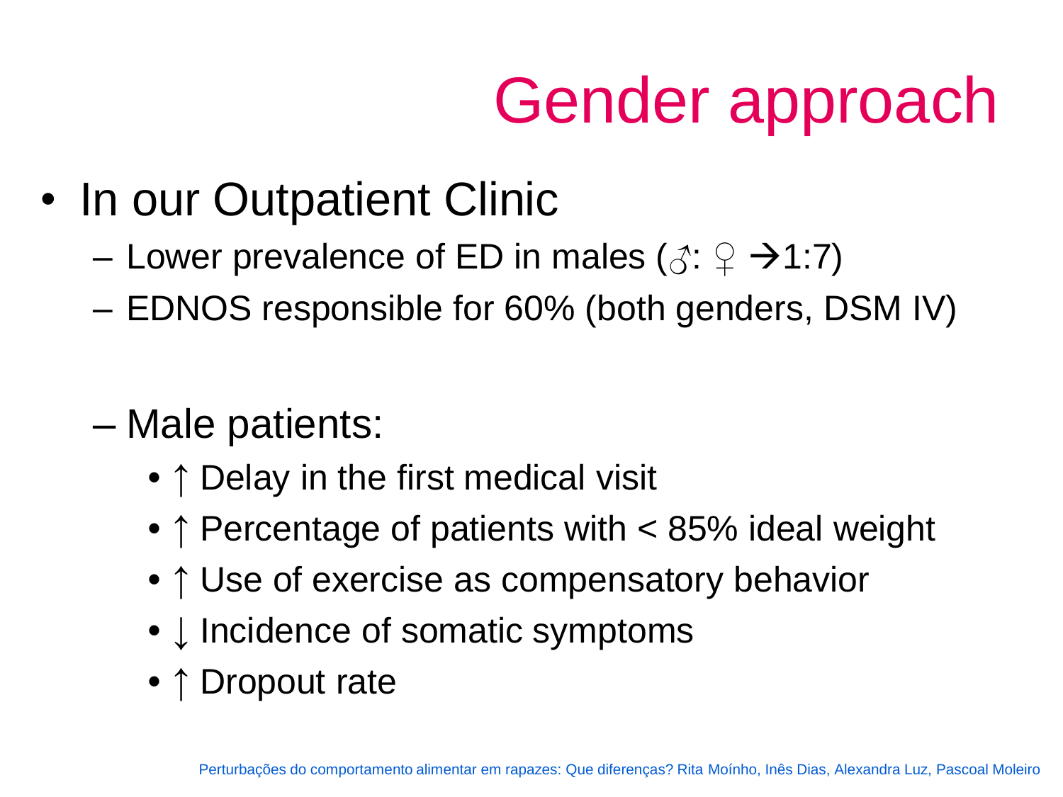# Gender approach

- In our Outpatient Clinic
  - Lower prevalence of ED in males (♂: ♀ →1:7)
  - EDNOS responsible for 60% (both genders, DSM IV)

  - Male patients:
    - ↑ Delay in the first medical visit
    - ↑ Percentage of patients with < 85% ideal weight
    - ↑ Use of exercise as compensatory behavior
    - ↓ Incidence of somatic symptoms
    - ↑ Dropout rate

Perturbações do comportamento alimentar em rapazes: Que diferenças? Rita Moínho, Inês Dias, Alexandra Luz, Pascoal Moleiro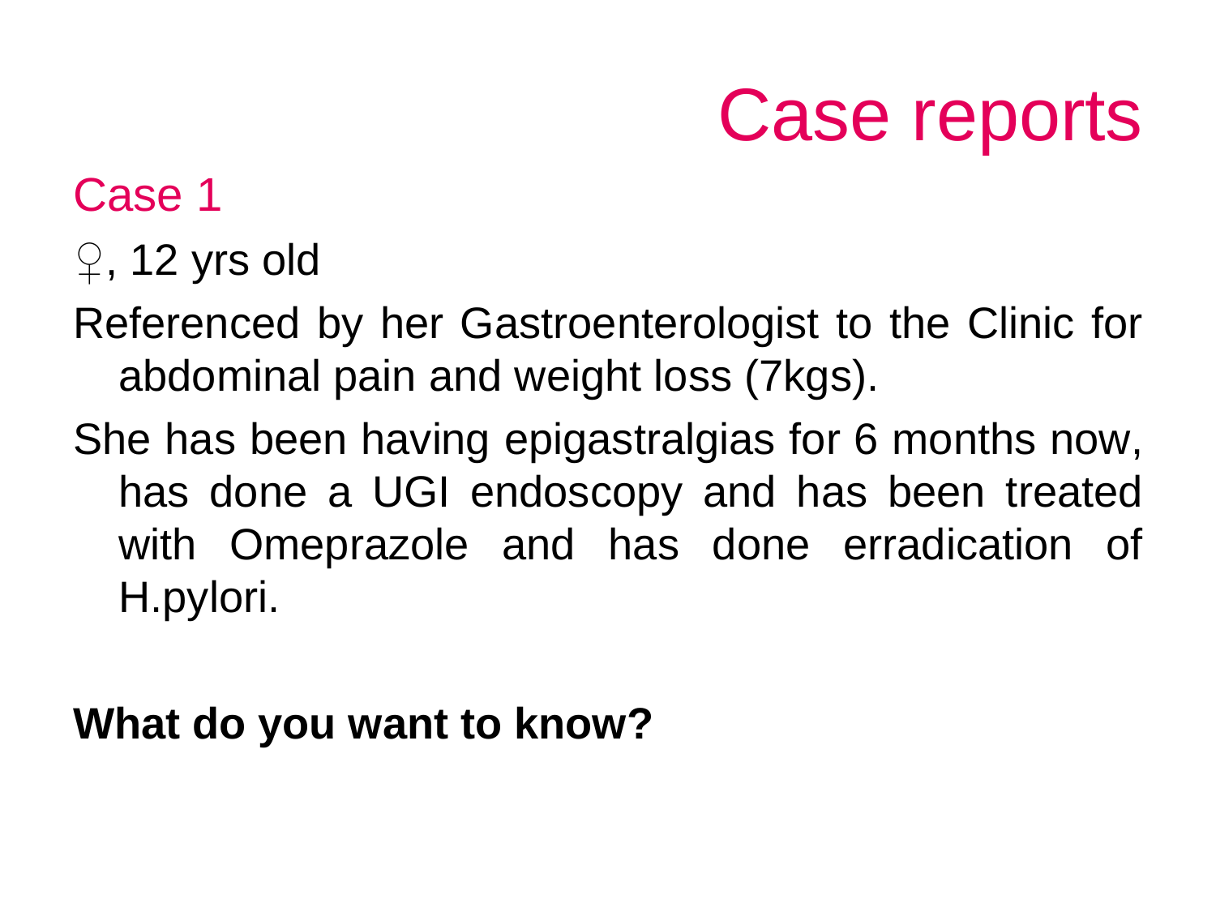# Case reports

## Case 1

♀, 12 yrs old

Referenced by her Gastroenterologist to the Clinic for abdominal pain and weight loss (7kgs).

She has been having epigastralgias for 6 months now, has done a UGI endoscopy and has been treated with Omeprazole and has done erradication of H.pylori.

**What do you want to know?**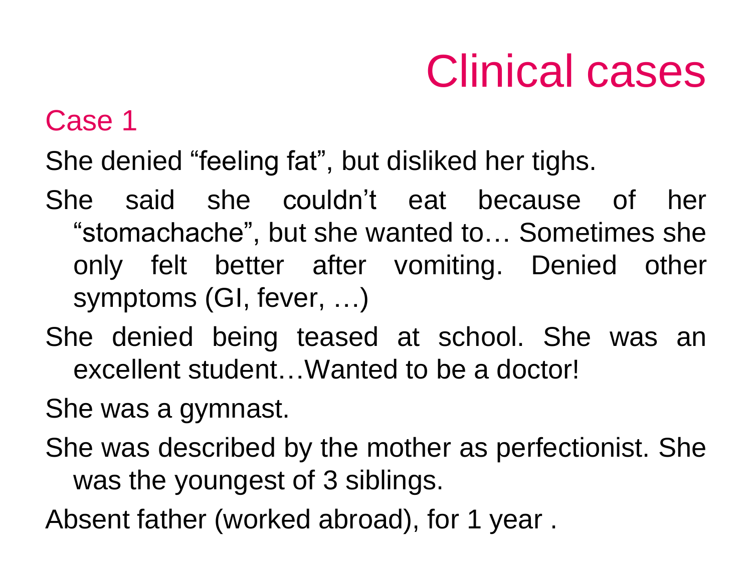# Clinical cases

## Case 1

She denied “feeling fat”, but disliked her tighs.

She said she couldn’t eat because of her “stomachache”, but she wanted to… Sometimes she only felt better after vomiting. Denied other symptoms (GI, fever, …)

She denied being teased at school. She was an excellent student…Wanted to be a doctor!

She was a gymnast.

She was described by the mother as perfectionist. She was the youngest of 3 siblings.

Absent father (worked abroad), for 1 year .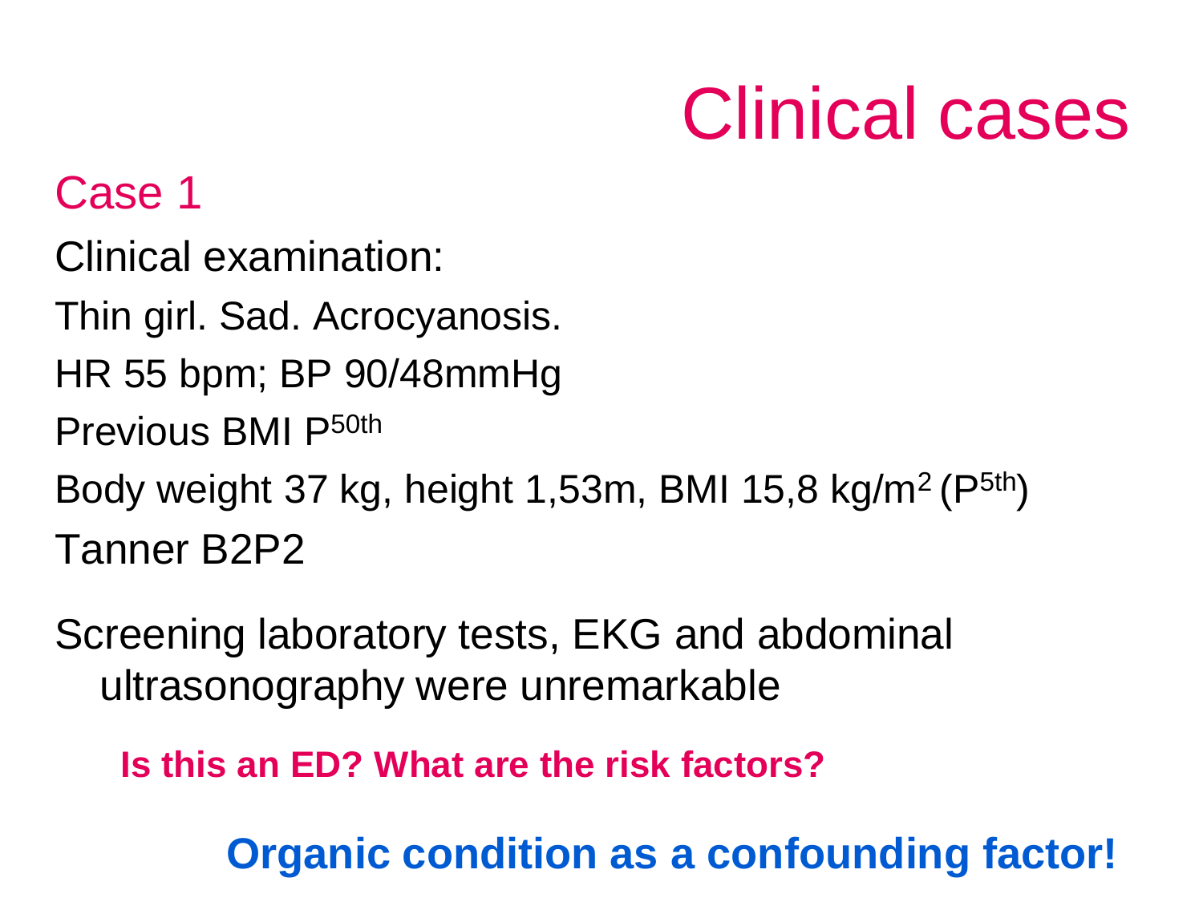# Clinical cases

## Case 1

Clinical examination:

Thin girl. Sad. Acrocyanosis.

HR 55 bpm; BP 90/48mmHg

Previous BMI $P^{50th}$

Body weight 37 kg, height 1,53m, BMI 15,8 $kg/m^2$ ($P^{5th}$)

Tanner B2P2

Screening laboratory tests, EKG and abdominal ultrasonography were unremarkable

**Is this an ED? What are the risk factors?**

**Organic condition as a confounding factor!**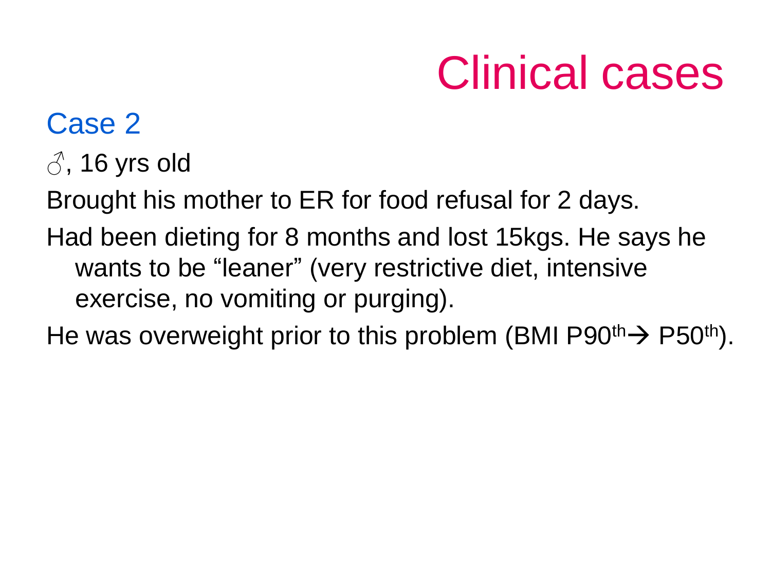# Clinical cases

## Case 2

♂, 16 yrs old

Brought his mother to ER for food refusal for 2 days.

Had been dieting for 8 months and lost 15kgs. He says he wants to be "leaner" (very restrictive diet, intensive exercise, no vomiting or purging).

He was overweight prior to this problem (BMI P90$^{th}$ → P50$^{th}$).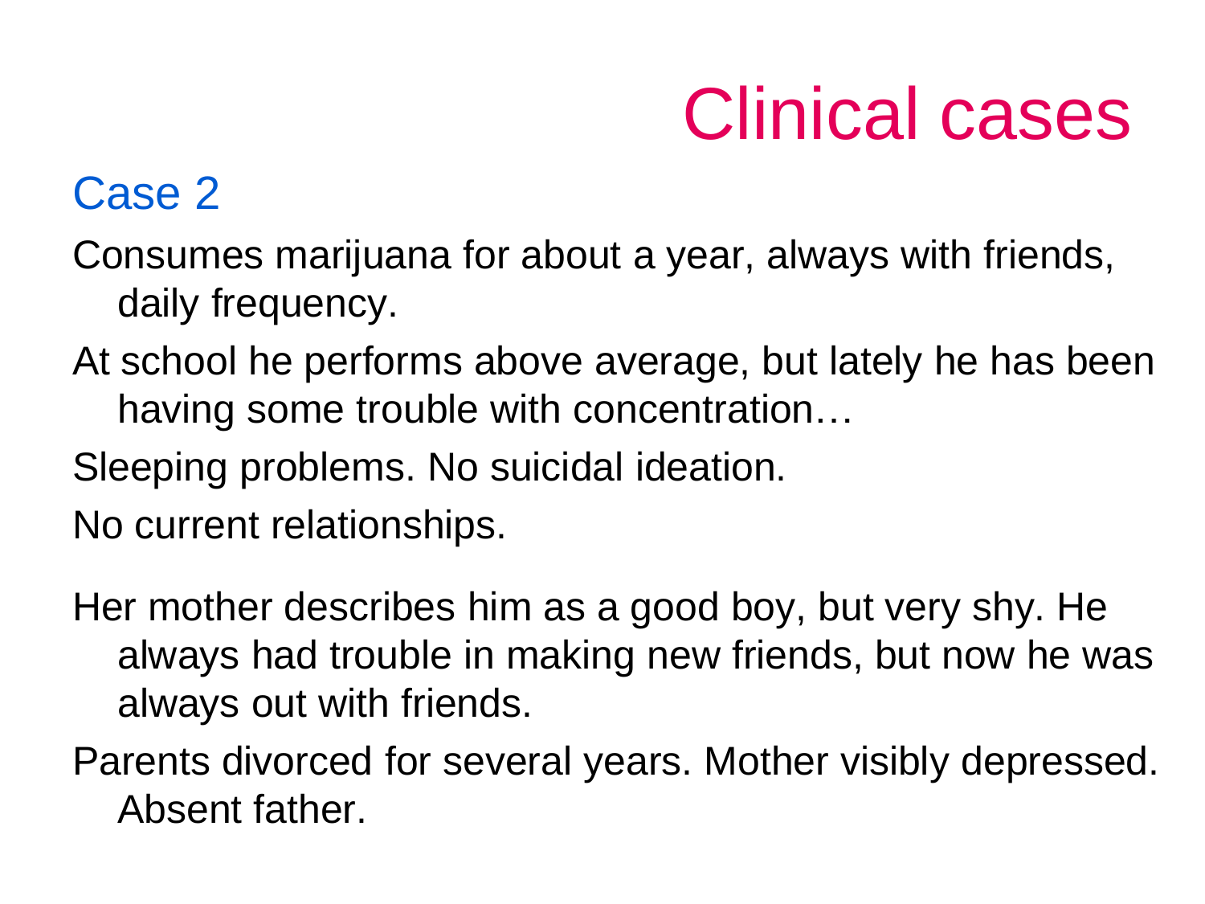# Clinical cases

## Case 2

Consumes marijuana for about a year, always with friends, daily frequency.

At school he performs above average, but lately he has been having some trouble with concentration…

Sleeping problems. No suicidal ideation.

No current relationships.

Her mother describes him as a good boy, but very shy. He always had trouble in making new friends, but now he was always out with friends.

Parents divorced for several years. Mother visibly depressed. Absent father.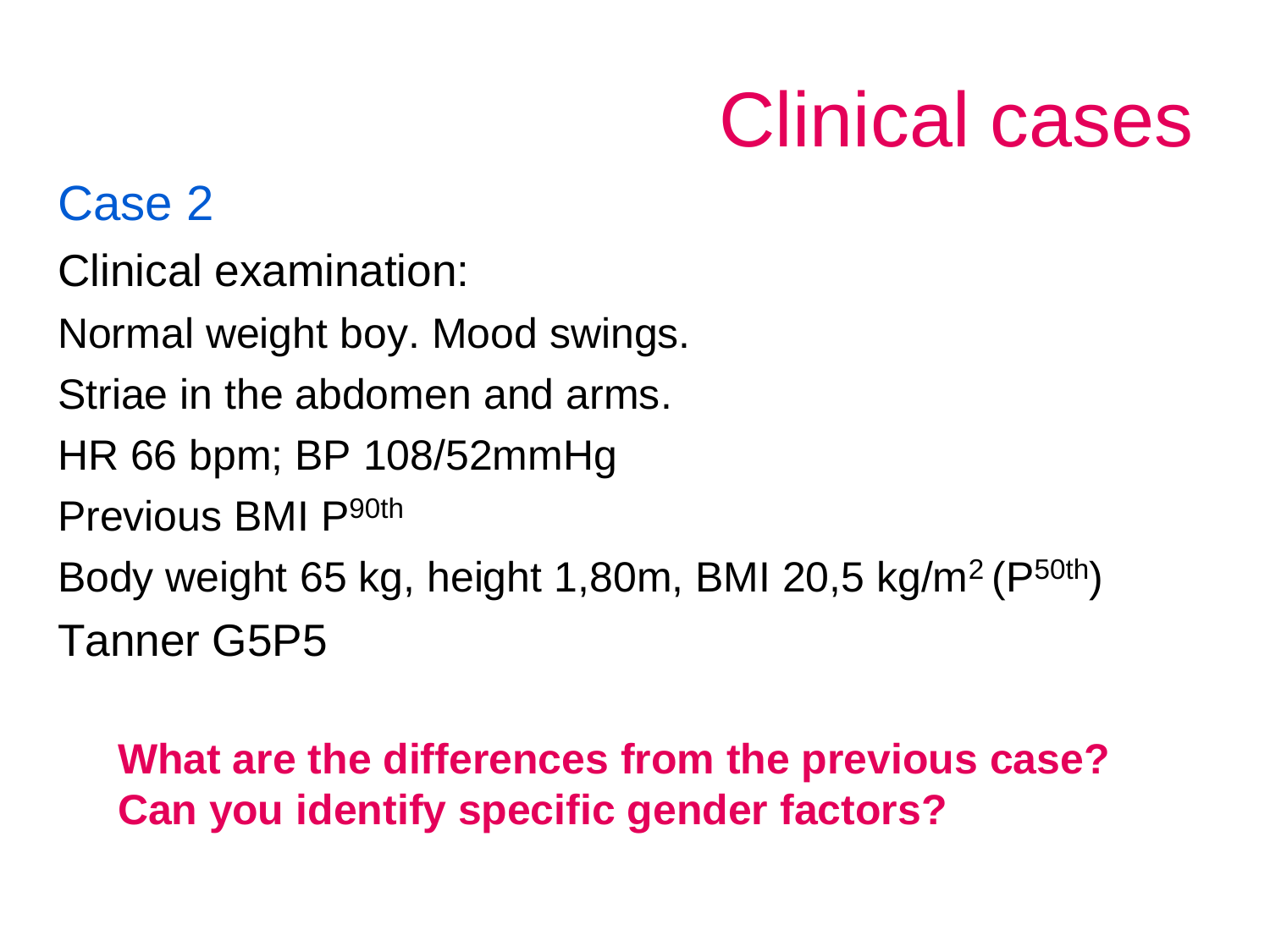# Clinical cases

## Case 2

Clinical examination:

Normal weight boy. Mood swings.

Striae in the abdomen and arms.

HR 66 bpm; BP 108/52mmHg

Previous BMI $P^{90th}$

Body weight 65 kg, height 1,80m, BMI 20,5 kg/$m^2$ ($P^{50th}$)

Tanner G5P5

**What are the differences from the previous case?**
**Can you identify specific gender factors?**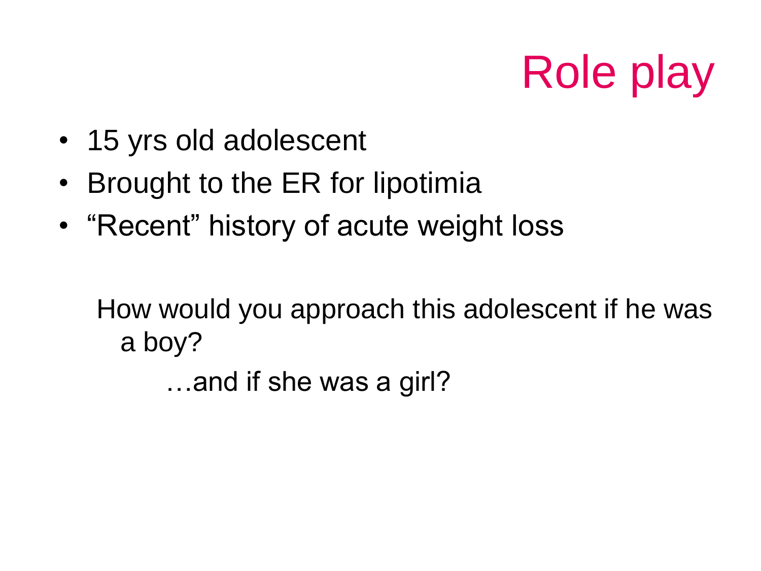# Role play

- 15 yrs old adolescent
- Brought to the ER for lipotimia
- “Recent” history of acute weight loss

How would you approach this adolescent if he was a boy?

…and if she was a girl?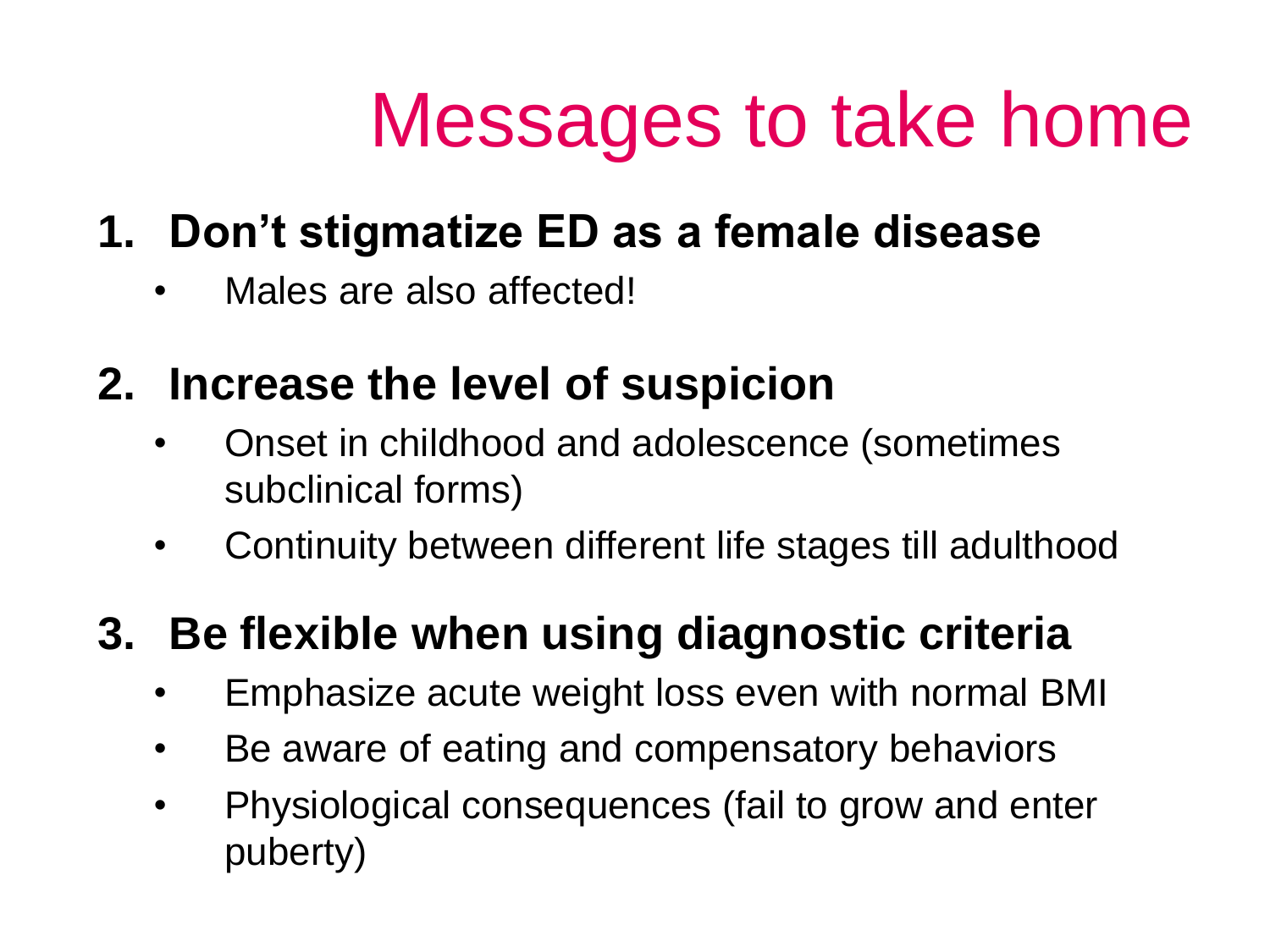# Messages to take home

1. **Don't stigmatize ED as a female disease**
   - Males are also affected!
2. **Increase the level of suspicion**
   - Onset in childhood and adolescence (sometimes subclinical forms)
   - Continuity between different life stages till adulthood
3. **Be flexible when using diagnostic criteria**
   - Emphasize acute weight loss even with normal BMI
   - Be aware of eating and compensatory behaviors
   - Physiological consequences (fail to grow and enter puberty)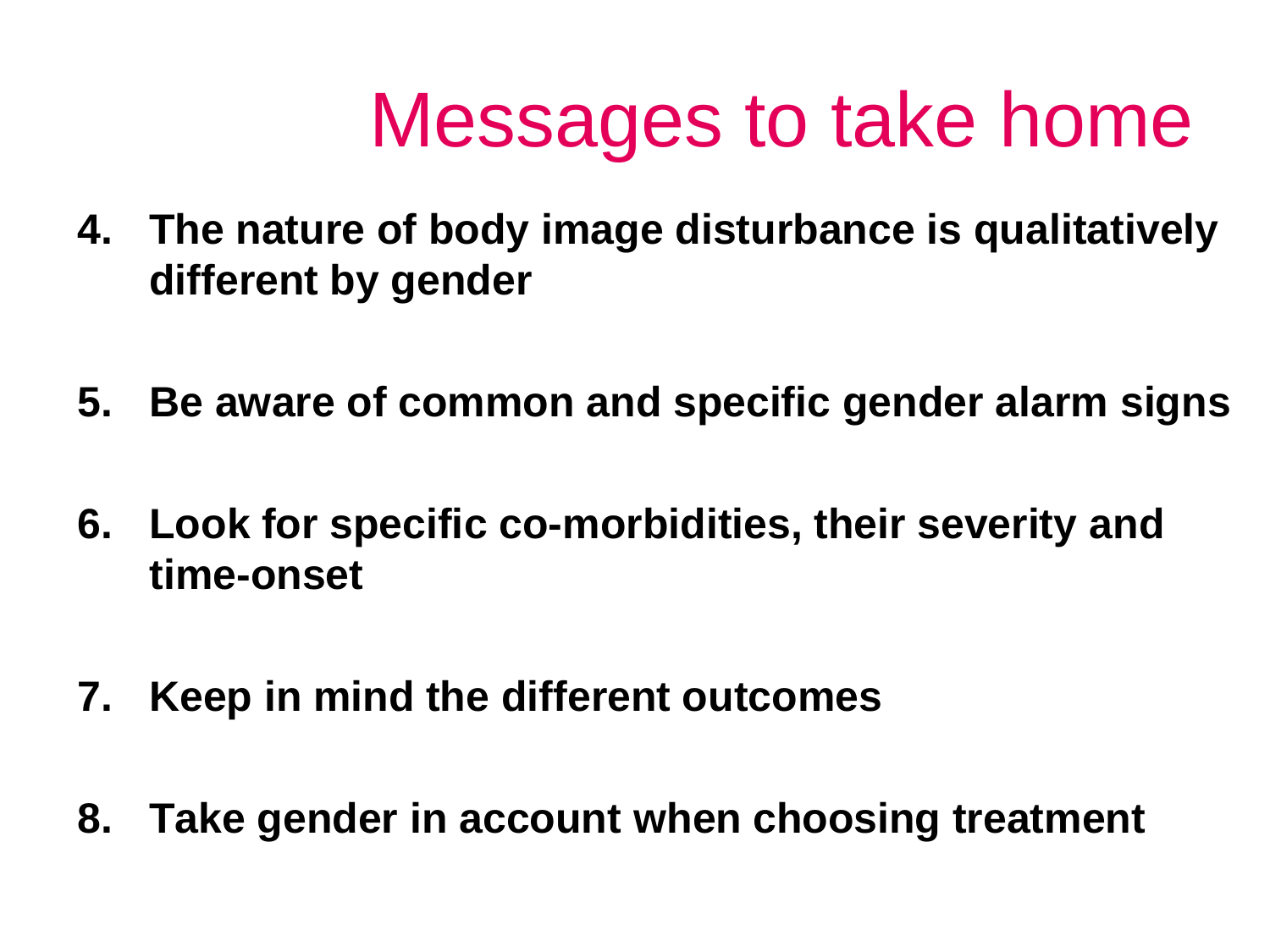# Messages to take home

4. **The nature of body image disturbance is qualitatively different by gender**

5. **Be aware of common and specific gender alarm signs**

6. **Look for specific co-morbidities, their severity and time-onset**

7. **Keep in mind the different outcomes**

8. **Take gender in account when choosing treatment**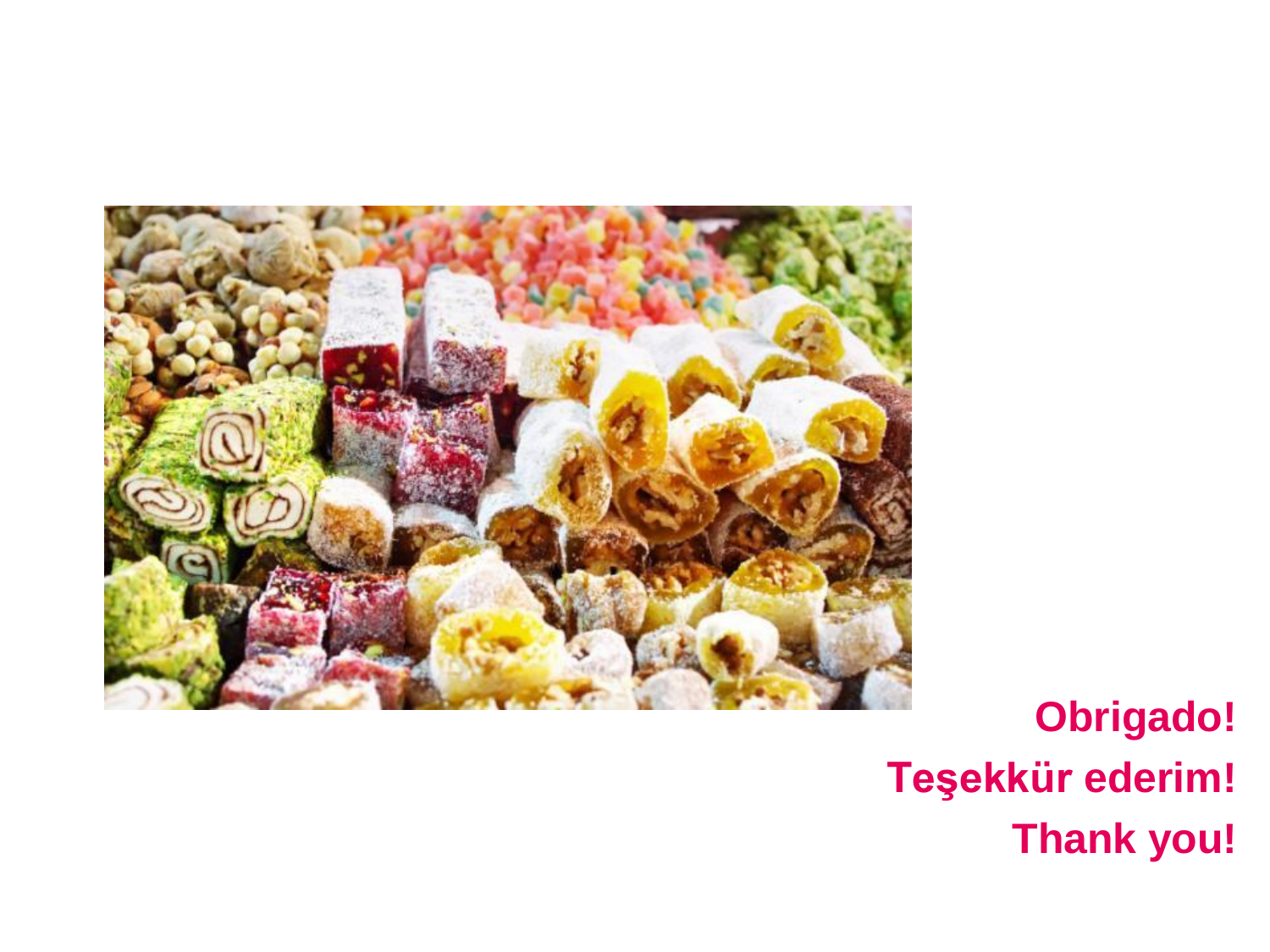**Obrigado!**

**Teşekkür ederim!**

**Thank you!**